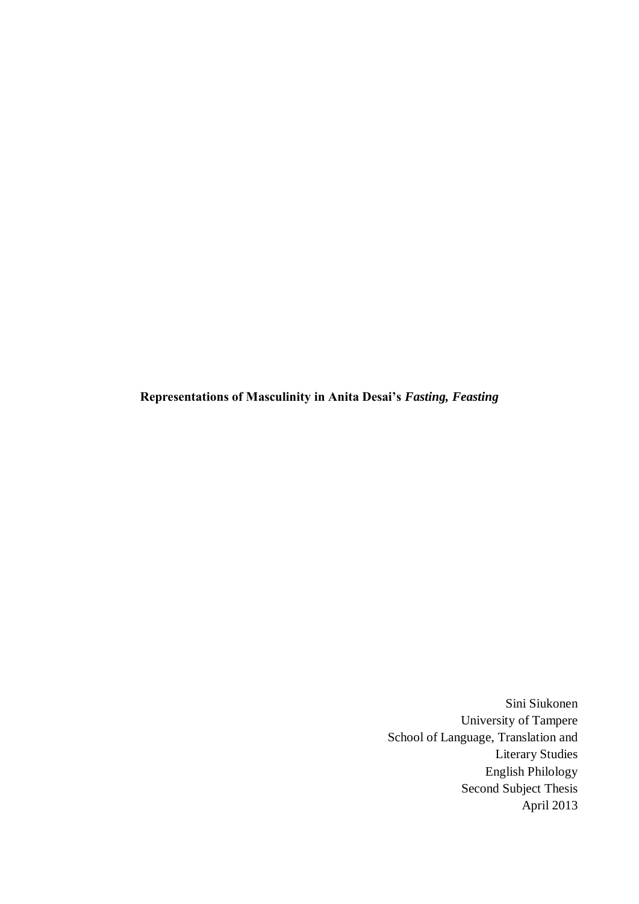**Representations of Masculinity in Anita Desai's *Fasting, Feasting***

Sini Siukonen
University of Tampere
School of Language, Translation and Literary Studies
English Philology
Second Subject Thesis
April 2013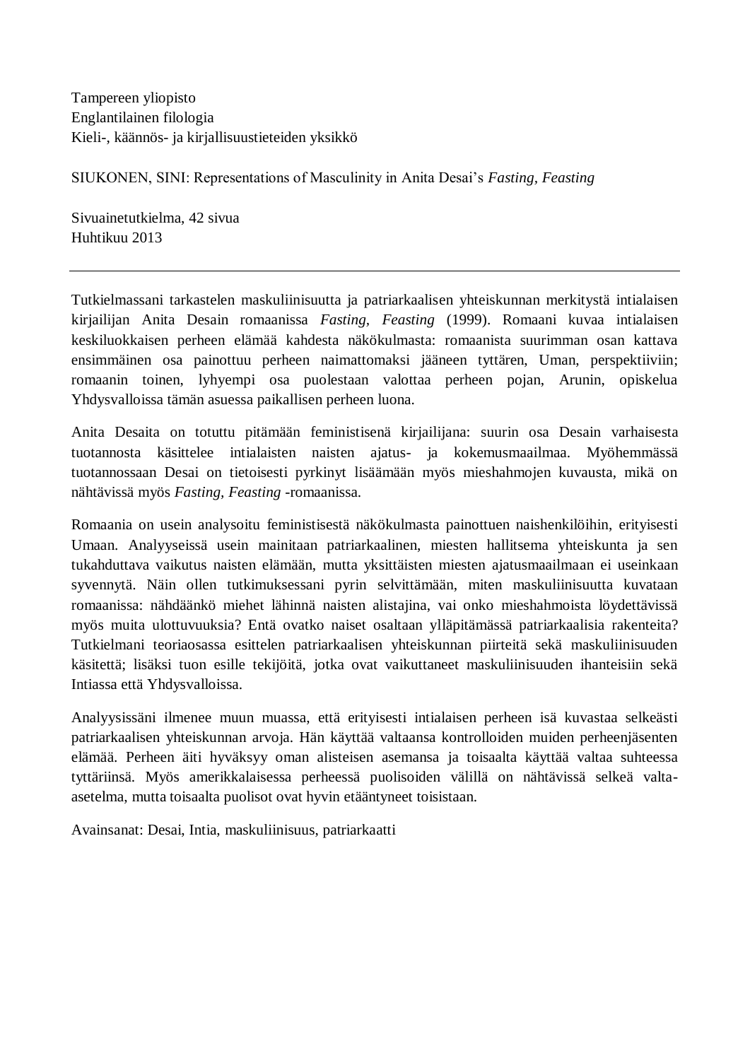Tampereen yliopisto
Englantilainen filologia
Kieli-, käännös- ja kirjallisuustieteiden yksikkö

SIUKONEN, SINI: Representations of Masculinity in Anita Desai's *Fasting, Feasting*

Sivuainetutkielma, 42 sivua
Huhtikuu 2013

---

Tutkielmassani tarkastelen maskuliinisuutta ja patriarkaalisen yhteiskunnan merkitystä intialaisen kirjailijan Anita Desain romaanissa *Fasting, Feasting* (1999). Romaani kuvaa intialaisen keskiluokkaisen perheen elämää kahdesta näkökulmasta: romaanista suurimman osan kattava ensimmäinen osa painottuu perheen naimattomaksi jääneen tyttären, Uman, perspektiiviin; romaanin toinen, lyhyempi osa puolestaan valottaa perheen pojan, Arunin, opiskelua Yhdysvalloissa tämän asuessa paikallisen perheen luona.

Anita Desaita on totuttu pitämään feministisenä kirjailijana: suurin osa Desain varhaisesta tuotannosta käsittelee intialaisten naisten ajatus- ja kokemusmaailmaa. Myöhemmässä tuotannossaan Desai on tietoisesti pyrkinyt lisäämään myös mieshahmojen kuvausta, mikä on nähtävissä myös *Fasting, Feasting* -romaanissa.

Romaania on usein analysoitu feministisestä näkökulmasta painottuen naishenkilöihin, erityisesti Umaan. Analyyseissä usein mainitaan patriarkaalinen, miesten hallitsema yhteiskunta ja sen tukahduttava vaikutus naisten elämään, mutta yksittäisten miesten ajatusmaailmaan ei useinkaan syvennytä. Näin ollen tutkimuksessani pyrin selvittämään, miten maskuliinisuutta kuvataan romaanissa: nähdäänkö miehet lähinnä naisten alistajina, vai onko mieshahmoista löydettävissä myös muita ulottuvuuksia? Entä ovatko naiset osaltaan ylläpitämässä patriarkaalisia rakenteita? Tutkielmani teoriaosassa esittelen patriarkaalisen yhteiskunnan piirteitä sekä maskuliinisuuden käsitettä; lisäksi tuon esille tekijöitä, jotka ovat vaikuttaneet maskuliinisuuden ihanteisiin sekä Intiassa että Yhdysvalloissa.

Analyysissäni ilmenee muun muassa, että erityisesti intialaisen perheen isä kuvastaa selkeästi patriarkaalisen yhteiskunnan arvoja. Hän käyttää valtaansa kontrolloiden muiden perheenjäsenten elämää. Perheen äiti hyväksyy oman alisteisen asemansa ja toisaalta käyttää valtaa suhteessa tyttäriinsä. Myös amerikkalaisessa perheessä puolisoiden välillä on nähtävissä selkeä valta-asetelma, mutta toisaalta puolisot ovat hyvin etääntyneet toisistaan.

Avainsanat: Desai, Intia, maskuliinisuus, patriarkaatti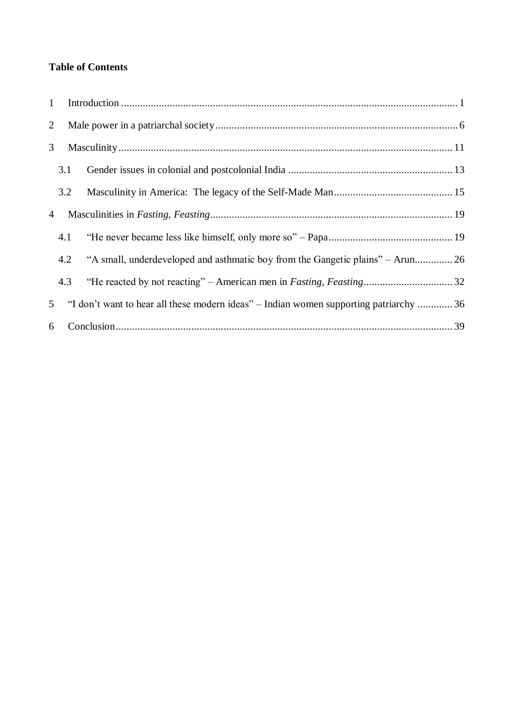**Table of Contents**

1 Introduction ........................................................................................................................ 1

2 Male power in a patriarchal society ....................................................................................... 6

3 Masculinity ......................................................................................................................... 11

3.1 Gender issues in colonial and postcolonial India ............................................................. 13

3.2 Masculinity in America: The legacy of the Self-Made Man ........................................... 15

4 Masculinities in *Fasting, Feasting* ......................................................................................... 19

4.1 "He never became less like himself, only more so" – Papa ............................................. 19

4.2 "A small, underdeveloped and asthmatic boy from the Gangetic plains" – Arun .............. 26

4.3 "He reacted by not reacting" – American men in *Fasting, Feasting* ................................. 32

5 "I don't want to hear all these modern ideas" – Indian women supporting patriarchy ............. 36

6 Conclusion ........................................................................................................................... 39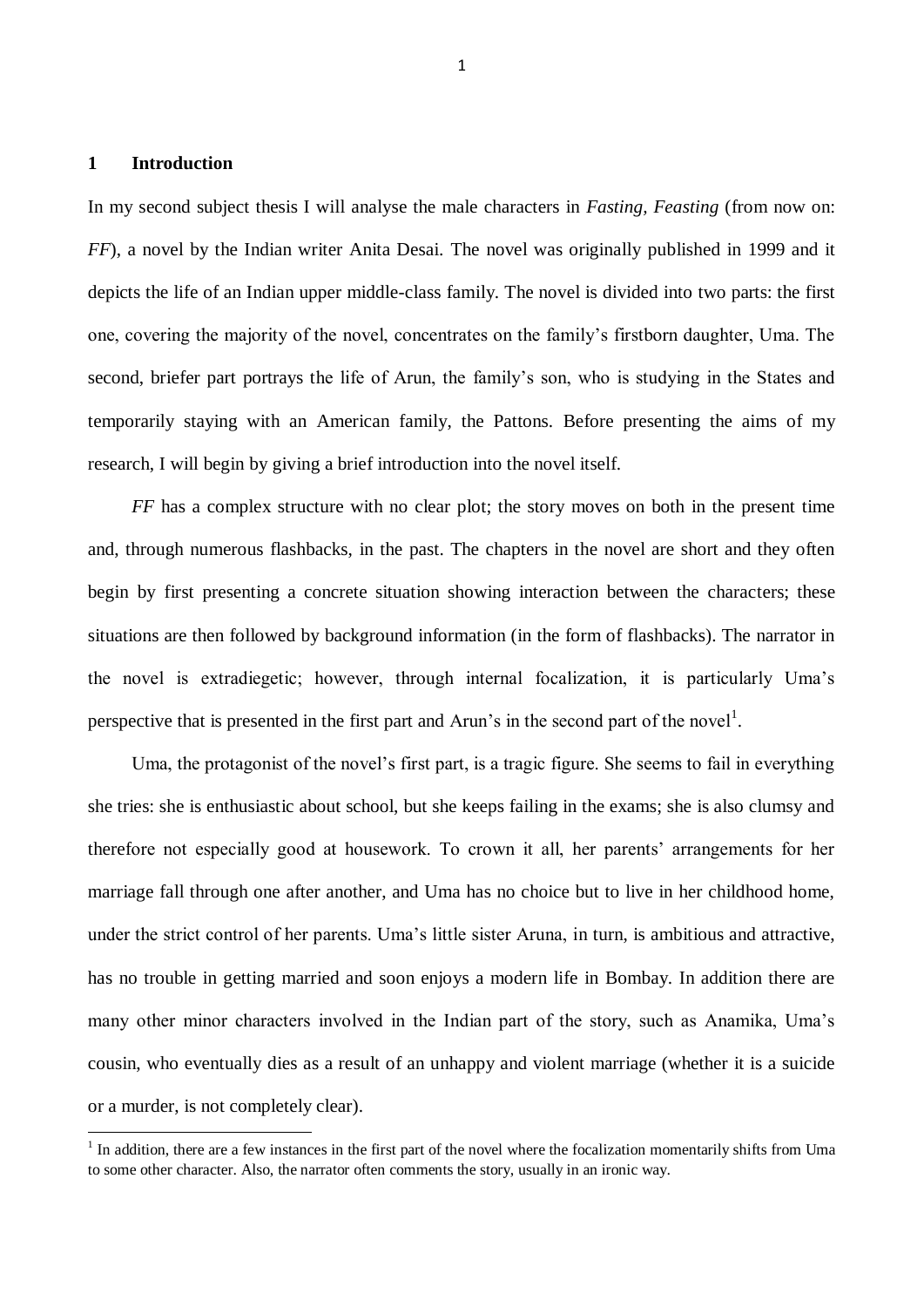# 1 Introduction

In my second subject thesis I will analyse the male characters in *Fasting, Feasting* (from now on: *FF*), a novel by the Indian writer Anita Desai. The novel was originally published in 1999 and it depicts the life of an Indian upper middle-class family. The novel is divided into two parts: the first one, covering the majority of the novel, concentrates on the family's firstborn daughter, Uma. The second, briefer part portrays the life of Arun, the family's son, who is studying in the States and temporarily staying with an American family, the Pattons. Before presenting the aims of my research, I will begin by giving a brief introduction into the novel itself.

*FF* has a complex structure with no clear plot; the story moves on both in the present time and, through numerous flashbacks, in the past. The chapters in the novel are short and they often begin by first presenting a concrete situation showing interaction between the characters; these situations are then followed by background information (in the form of flashbacks). The narrator in the novel is extradiegetic; however, through internal focalization, it is particularly Uma's perspective that is presented in the first part and Arun's in the second part of the novel[1].

Uma, the protagonist of the novel's first part, is a tragic figure. She seems to fail in everything she tries: she is enthusiastic about school, but she keeps failing in the exams; she is also clumsy and therefore not especially good at housework. To crown it all, her parents' arrangements for her marriage fall through one after another, and Uma has no choice but to live in her childhood home, under the strict control of her parents. Uma's little sister Aruna, in turn, is ambitious and attractive, has no trouble in getting married and soon enjoys a modern life in Bombay. In addition there are many other minor characters involved in the Indian part of the story, such as Anamika, Uma's cousin, who eventually dies as a result of an unhappy and violent marriage (whether it is a suicide or a murder, is not completely clear).

[1] In addition, there are a few instances in the first part of the novel where the focalization momentarily shifts from Uma to some other character. Also, the narrator often comments the story, usually in an ironic way.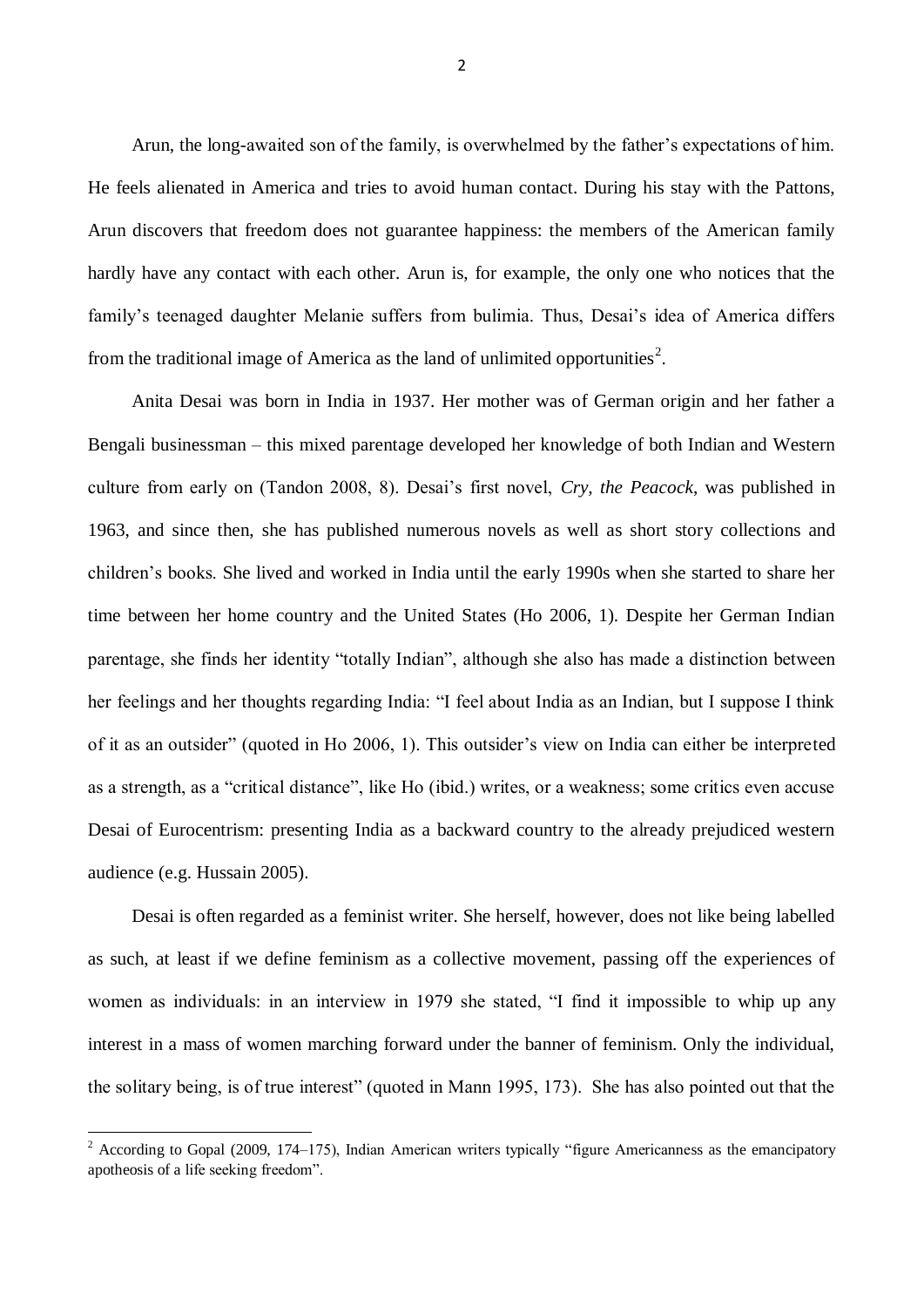Arun, the long-awaited son of the family, is overwhelmed by the father's expectations of him. He feels alienated in America and tries to avoid human contact. During his stay with the Pattons, Arun discovers that freedom does not guarantee happiness: the members of the American family hardly have any contact with each other. Arun is, for example, the only one who notices that the family's teenaged daughter Melanie suffers from bulimia. Thus, Desai's idea of America differs from the traditional image of America as the land of unlimited opportunities[2].

Anita Desai was born in India in 1937. Her mother was of German origin and her father a Bengali businessman – this mixed parentage developed her knowledge of both Indian and Western culture from early on (Tandon 2008, 8). Desai's first novel, *Cry, the Peacock*, was published in 1963, and since then, she has published numerous novels as well as short story collections and children's books. She lived and worked in India until the early 1990s when she started to share her time between her home country and the United States (Ho 2006, 1). Despite her German Indian parentage, she finds her identity "totally Indian", although she also has made a distinction between her feelings and her thoughts regarding India: "I feel about India as an Indian, but I suppose I think of it as an outsider" (quoted in Ho 2006, 1). This outsider's view on India can either be interpreted as a strength, as a "critical distance", like Ho (ibid.) writes, or a weakness; some critics even accuse Desai of Eurocentrism: presenting India as a backward country to the already prejudiced western audience (e.g. Hussain 2005).

Desai is often regarded as a feminist writer. She herself, however, does not like being labelled as such, at least if we define feminism as a collective movement, passing off the experiences of women as individuals: in an interview in 1979 she stated, "I find it impossible to whip up any interest in a mass of women marching forward under the banner of feminism. Only the individual, the solitary being, is of true interest" (quoted in Mann 1995, 173). She has also pointed out that the

[2] According to Gopal (2009, 174–175), Indian American writers typically "figure Americanness as the emancipatory apotheosis of a life seeking freedom".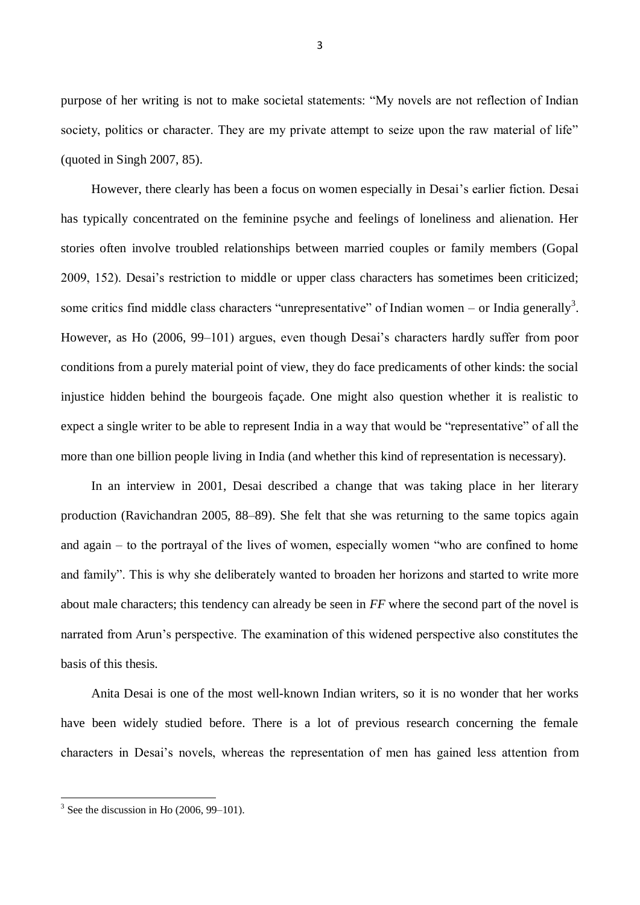purpose of her writing is not to make societal statements: "My novels are not reflection of Indian society, politics or character. They are my private attempt to seize upon the raw material of life" (quoted in Singh 2007, 85).

However, there clearly has been a focus on women especially in Desai's earlier fiction. Desai has typically concentrated on the feminine psyche and feelings of loneliness and alienation. Her stories often involve troubled relationships between married couples or family members (Gopal 2009, 152). Desai's restriction to middle or upper class characters has sometimes been criticized; some critics find middle class characters "unrepresentative" of Indian women – or India generally[3]. However, as Ho (2006, 99–101) argues, even though Desai's characters hardly suffer from poor conditions from a purely material point of view, they do face predicaments of other kinds: the social injustice hidden behind the bourgeois façade. One might also question whether it is realistic to expect a single writer to be able to represent India in a way that would be "representative" of all the more than one billion people living in India (and whether this kind of representation is necessary).

In an interview in 2001, Desai described a change that was taking place in her literary production (Ravichandran 2005, 88–89). She felt that she was returning to the same topics again and again – to the portrayal of the lives of women, especially women "who are confined to home and family". This is why she deliberately wanted to broaden her horizons and started to write more about male characters; this tendency can already be seen in *FF* where the second part of the novel is narrated from Arun's perspective. The examination of this widened perspective also constitutes the basis of this thesis.

Anita Desai is one of the most well-known Indian writers, so it is no wonder that her works have been widely studied before. There is a lot of previous research concerning the female characters in Desai's novels, whereas the representation of men has gained less attention from

---

[3] See the discussion in Ho (2006, 99–101).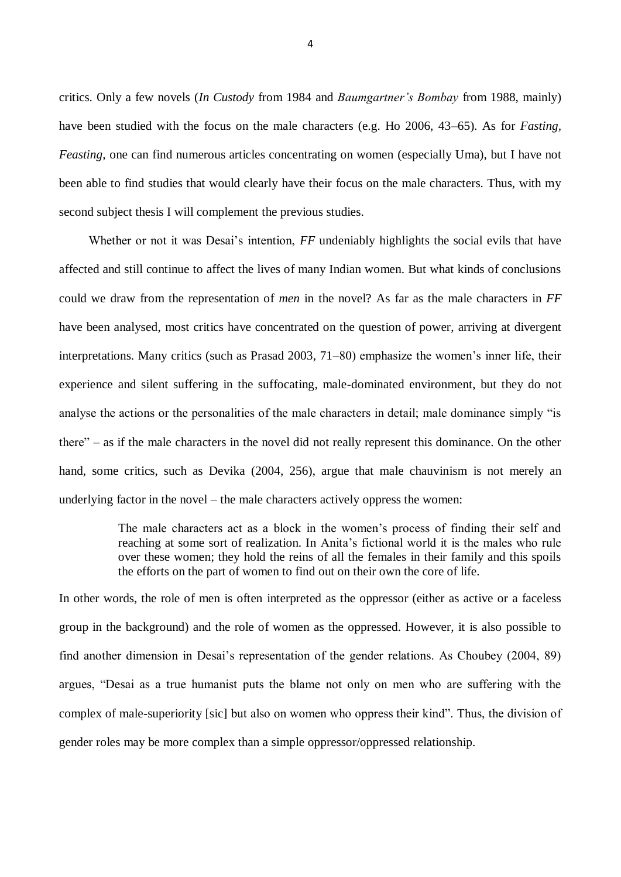critics. Only a few novels (*In Custody* from 1984 and *Baumgartner's Bombay* from 1988, mainly) have been studied with the focus on the male characters (e.g. Ho 2006, 43–65). As for *Fasting, Feasting*, one can find numerous articles concentrating on women (especially Uma), but I have not been able to find studies that would clearly have their focus on the male characters. Thus, with my second subject thesis I will complement the previous studies.

Whether or not it was Desai's intention, *FF* undeniably highlights the social evils that have affected and still continue to affect the lives of many Indian women. But what kinds of conclusions could we draw from the representation of *men* in the novel? As far as the male characters in *FF* have been analysed, most critics have concentrated on the question of power, arriving at divergent interpretations. Many critics (such as Prasad 2003, 71–80) emphasize the women's inner life, their experience and silent suffering in the suffocating, male-dominated environment, but they do not analyse the actions or the personalities of the male characters in detail; male dominance simply "is there" – as if the male characters in the novel did not really represent this dominance. On the other hand, some critics, such as Devika (2004, 256), argue that male chauvinism is not merely an underlying factor in the novel – the male characters actively oppress the women:

> The male characters act as a block in the women's process of finding their self and reaching at some sort of realization. In Anita's fictional world it is the males who rule over these women; they hold the reins of all the females in their family and this spoils the efforts on the part of women to find out on their own the core of life.

In other words, the role of men is often interpreted as the oppressor (either as active or a faceless group in the background) and the role of women as the oppressed. However, it is also possible to find another dimension in Desai's representation of the gender relations. As Choubey (2004, 89) argues, "Desai as a true humanist puts the blame not only on men who are suffering with the complex of male-superiority [sic] but also on women who oppress their kind". Thus, the division of gender roles may be more complex than a simple oppressor/oppressed relationship.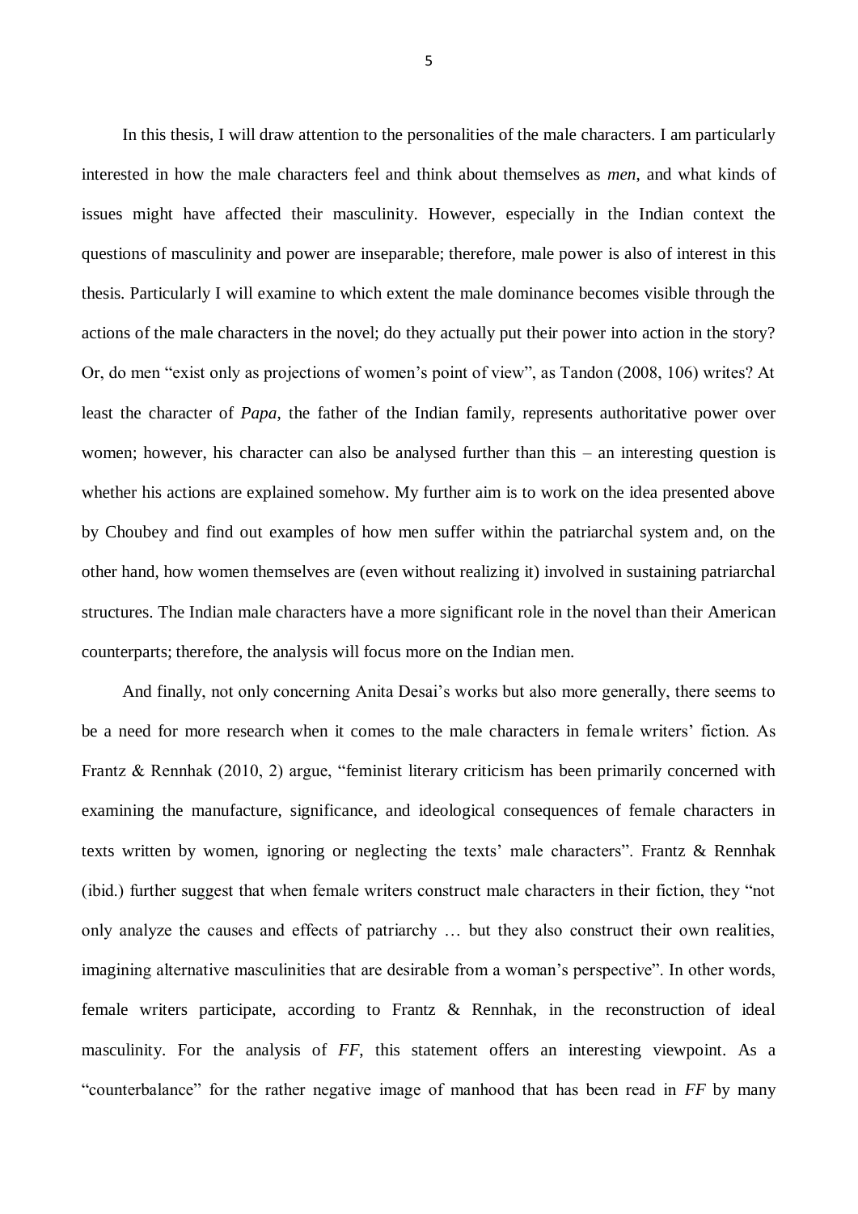In this thesis, I will draw attention to the personalities of the male characters. I am particularly interested in how the male characters feel and think about themselves as *men*, and what kinds of issues might have affected their masculinity. However, especially in the Indian context the questions of masculinity and power are inseparable; therefore, male power is also of interest in this thesis. Particularly I will examine to which extent the male dominance becomes visible through the actions of the male characters in the novel; do they actually put their power into action in the story? Or, do men "exist only as projections of women's point of view", as Tandon (2008, 106) writes? At least the character of *Papa*, the father of the Indian family, represents authoritative power over women; however, his character can also be analysed further than this – an interesting question is whether his actions are explained somehow. My further aim is to work on the idea presented above by Choubey and find out examples of how men suffer within the patriarchal system and, on the other hand, how women themselves are (even without realizing it) involved in sustaining patriarchal structures. The Indian male characters have a more significant role in the novel than their American counterparts; therefore, the analysis will focus more on the Indian men.

And finally, not only concerning Anita Desai's works but also more generally, there seems to be a need for more research when it comes to the male characters in female writers' fiction. As Frantz & Rennhak (2010, 2) argue, "feminist literary criticism has been primarily concerned with examining the manufacture, significance, and ideological consequences of female characters in texts written by women, ignoring or neglecting the texts' male characters". Frantz & Rennhak (ibid.) further suggest that when female writers construct male characters in their fiction, they "not only analyze the causes and effects of patriarchy … but they also construct their own realities, imagining alternative masculinities that are desirable from a woman's perspective". In other words, female writers participate, according to Frantz & Rennhak, in the reconstruction of ideal masculinity. For the analysis of *FF*, this statement offers an interesting viewpoint. As a "counterbalance" for the rather negative image of manhood that has been read in *FF* by many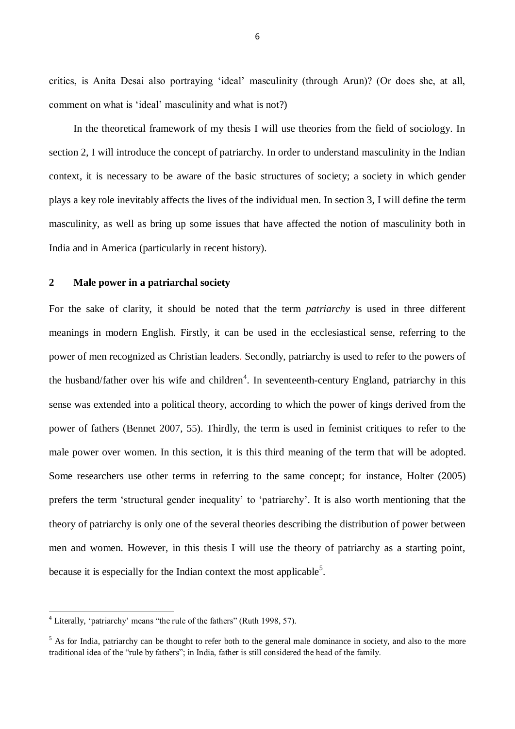critics, is Anita Desai also portraying 'ideal' masculinity (through Arun)? (Or does she, at all, comment on what is 'ideal' masculinity and what is not?)

In the theoretical framework of my thesis I will use theories from the field of sociology. In section 2, I will introduce the concept of patriarchy. In order to understand masculinity in the Indian context, it is necessary to be aware of the basic structures of society; a society in which gender plays a key role inevitably affects the lives of the individual men. In section 3, I will define the term masculinity, as well as bring up some issues that have affected the notion of masculinity both in India and in America (particularly in recent history).

## 2 Male power in a patriarchal society

For the sake of clarity, it should be noted that the term *patriarchy* is used in three different meanings in modern English. Firstly, it can be used in the ecclesiastical sense, referring to the power of men recognized as Christian leaders. Secondly, patriarchy is used to refer to the powers of the husband/father over his wife and children[4]. In seventeenth-century England, patriarchy in this sense was extended into a political theory, according to which the power of kings derived from the power of fathers (Bennet 2007, 55). Thirdly, the term is used in feminist critiques to refer to the male power over women. In this section, it is this third meaning of the term that will be adopted. Some researchers use other terms in referring to the same concept; for instance, Holter (2005) prefers the term 'structural gender inequality' to 'patriarchy'. It is also worth mentioning that the theory of patriarchy is only one of the several theories describing the distribution of power between men and women. However, in this thesis I will use the theory of patriarchy as a starting point, because it is especially for the Indian context the most applicable[5].

---

[4] Literally, 'patriarchy' means "the rule of the fathers" (Ruth 1998, 57).

[5] As for India, patriarchy can be thought to refer both to the general male dominance in society, and also to the more traditional idea of the "rule by fathers"; in India, father is still considered the head of the family.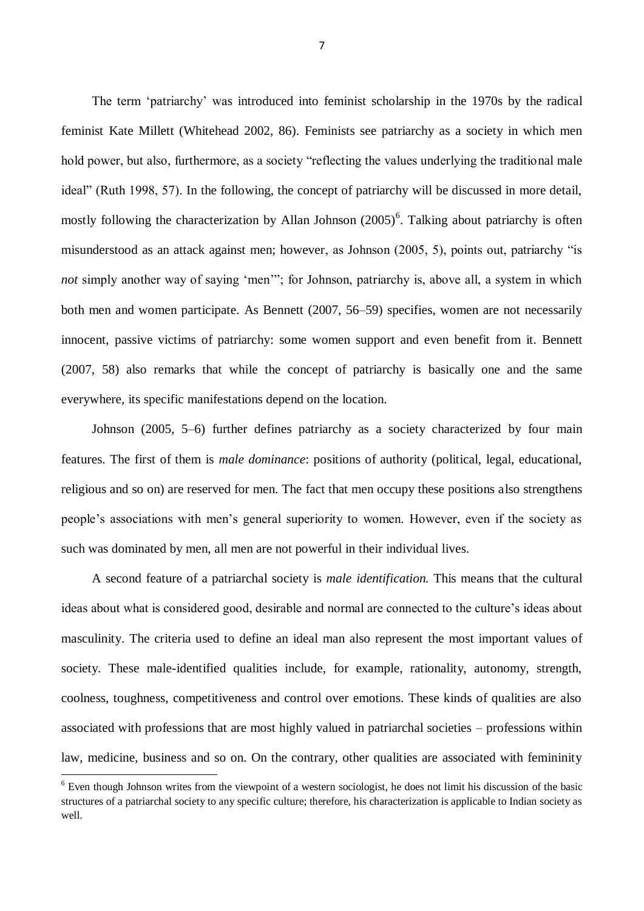The term ‘patriarchy’ was introduced into feminist scholarship in the 1970s by the radical feminist Kate Millett (Whitehead 2002, 86). Feminists see patriarchy as a society in which men hold power, but also, furthermore, as a society “reflecting the values underlying the traditional male ideal” (Ruth 1998, 57). In the following, the concept of patriarchy will be discussed in more detail, mostly following the characterization by Allan Johnson (2005)[6]. Talking about patriarchy is often misunderstood as an attack against men; however, as Johnson (2005, 5), points out, patriarchy “is *not* simply another way of saying ‘men’”; for Johnson, patriarchy is, above all, a system in which both men and women participate. As Bennett (2007, 56–59) specifies, women are not necessarily innocent, passive victims of patriarchy: some women support and even benefit from it. Bennett (2007, 58) also remarks that while the concept of patriarchy is basically one and the same everywhere, its specific manifestations depend on the location.

Johnson (2005, 5–6) further defines patriarchy as a society characterized by four main features. The first of them is *male dominance*: positions of authority (political, legal, educational, religious and so on) are reserved for men. The fact that men occupy these positions also strengthens people’s associations with men’s general superiority to women. However, even if the society as such was dominated by men, all men are not powerful in their individual lives.

A second feature of a patriarchal society is *male identification.* This means that the cultural ideas about what is considered good, desirable and normal are connected to the culture’s ideas about masculinity. The criteria used to define an ideal man also represent the most important values of society. These male-identified qualities include, for example, rationality, autonomy, strength, coolness, toughness, competitiveness and control over emotions. These kinds of qualities are also associated with professions that are most highly valued in patriarchal societies – professions within law, medicine, business and so on. On the contrary, other qualities are associated with femininity

[6] Even though Johnson writes from the viewpoint of a western sociologist, he does not limit his discussion of the basic structures of a patriarchal society to any specific culture; therefore, his characterization is applicable to Indian society as well.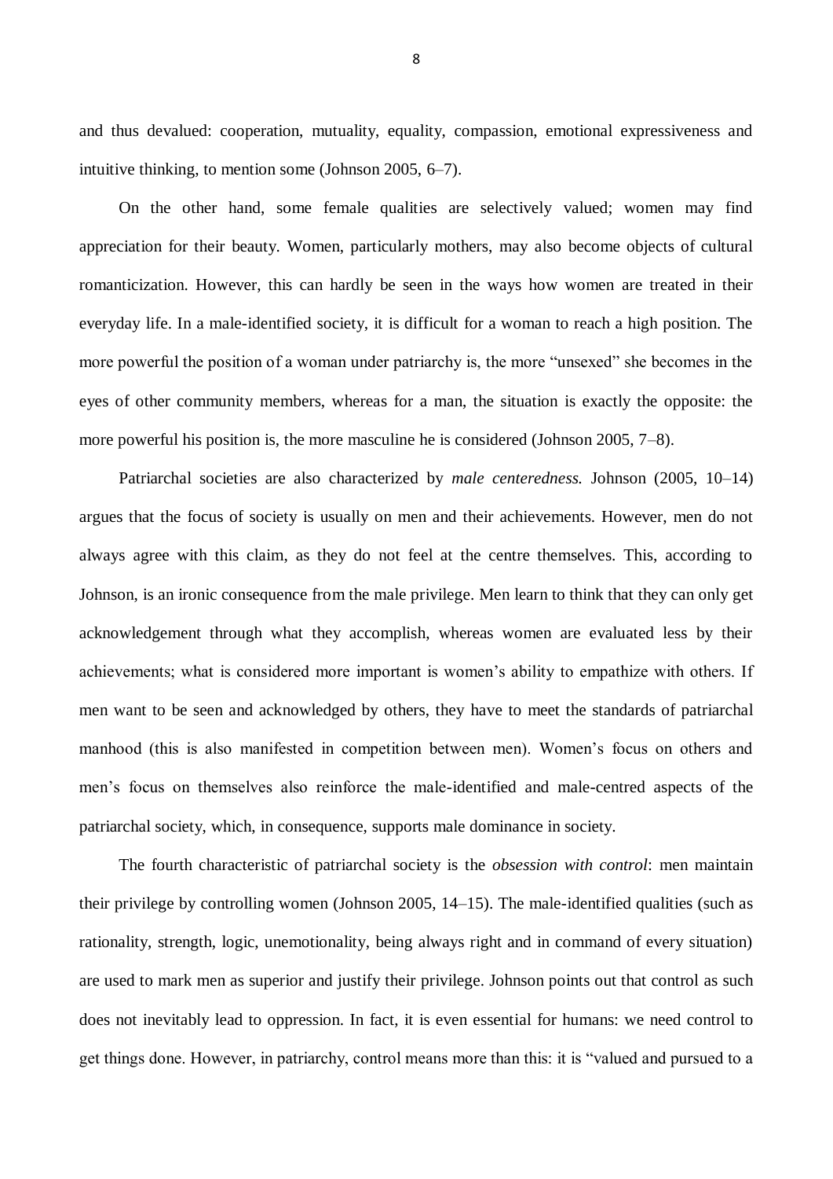and thus devalued: cooperation, mutuality, equality, compassion, emotional expressiveness and intuitive thinking, to mention some (Johnson 2005, 6–7).

On the other hand, some female qualities are selectively valued; women may find appreciation for their beauty. Women, particularly mothers, may also become objects of cultural romanticization. However, this can hardly be seen in the ways how women are treated in their everyday life. In a male-identified society, it is difficult for a woman to reach a high position. The more powerful the position of a woman under patriarchy is, the more "unsexed" she becomes in the eyes of other community members, whereas for a man, the situation is exactly the opposite: the more powerful his position is, the more masculine he is considered (Johnson 2005, 7–8).

Patriarchal societies are also characterized by *male centeredness.* Johnson (2005, 10–14) argues that the focus of society is usually on men and their achievements. However, men do not always agree with this claim, as they do not feel at the centre themselves. This, according to Johnson, is an ironic consequence from the male privilege. Men learn to think that they can only get acknowledgement through what they accomplish, whereas women are evaluated less by their achievements; what is considered more important is women's ability to empathize with others. If men want to be seen and acknowledged by others, they have to meet the standards of patriarchal manhood (this is also manifested in competition between men). Women's focus on others and men's focus on themselves also reinforce the male-identified and male-centred aspects of the patriarchal society, which, in consequence, supports male dominance in society.

The fourth characteristic of patriarchal society is the *obsession with control*: men maintain their privilege by controlling women (Johnson 2005, 14–15). The male-identified qualities (such as rationality, strength, logic, unemotionality, being always right and in command of every situation) are used to mark men as superior and justify their privilege. Johnson points out that control as such does not inevitably lead to oppression. In fact, it is even essential for humans: we need control to get things done. However, in patriarchy, control means more than this: it is "valued and pursued to a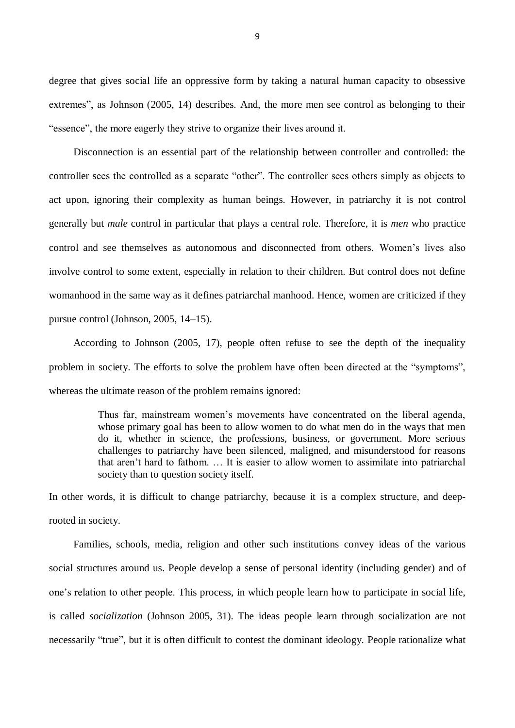degree that gives social life an oppressive form by taking a natural human capacity to obsessive extremes", as Johnson (2005, 14) describes. And, the more men see control as belonging to their "essence", the more eagerly they strive to organize their lives around it.

Disconnection is an essential part of the relationship between controller and controlled: the controller sees the controlled as a separate "other". The controller sees others simply as objects to act upon, ignoring their complexity as human beings. However, in patriarchy it is not control generally but *male* control in particular that plays a central role. Therefore, it is *men* who practice control and see themselves as autonomous and disconnected from others. Women's lives also involve control to some extent, especially in relation to their children. But control does not define womanhood in the same way as it defines patriarchal manhood. Hence, women are criticized if they pursue control (Johnson, 2005, 14–15).

According to Johnson (2005, 17), people often refuse to see the depth of the inequality problem in society. The efforts to solve the problem have often been directed at the "symptoms", whereas the ultimate reason of the problem remains ignored:

> Thus far, mainstream women's movements have concentrated on the liberal agenda, whose primary goal has been to allow women to do what men do in the ways that men do it, whether in science, the professions, business, or government. More serious challenges to patriarchy have been silenced, maligned, and misunderstood for reasons that aren't hard to fathom. … It is easier to allow women to assimilate into patriarchal society than to question society itself.

In other words, it is difficult to change patriarchy, because it is a complex structure, and deep-rooted in society.

Families, schools, media, religion and other such institutions convey ideas of the various social structures around us. People develop a sense of personal identity (including gender) and of one's relation to other people. This process, in which people learn how to participate in social life, is called *socialization* (Johnson 2005, 31). The ideas people learn through socialization are not necessarily "true", but it is often difficult to contest the dominant ideology. People rationalize what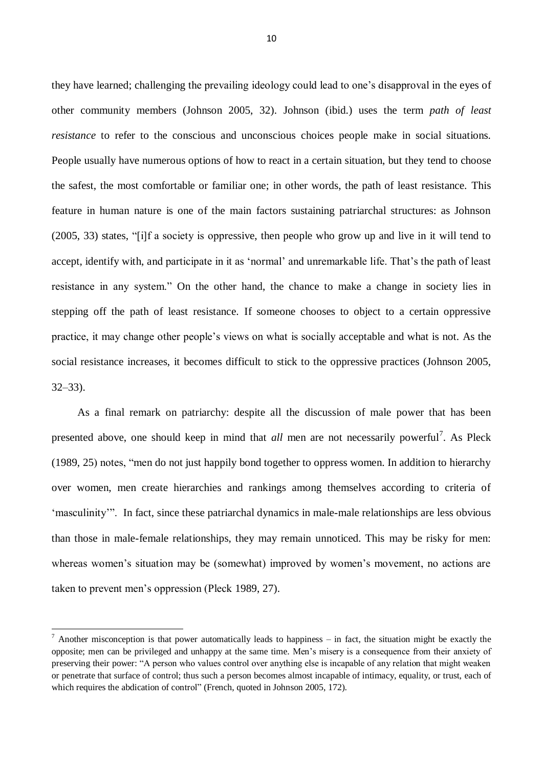they have learned; challenging the prevailing ideology could lead to one's disapproval in the eyes of other community members (Johnson 2005, 32). Johnson (ibid.) uses the term *path of least resistance* to refer to the conscious and unconscious choices people make in social situations. People usually have numerous options of how to react in a certain situation, but they tend to choose the safest, the most comfortable or familiar one; in other words, the path of least resistance. This feature in human nature is one of the main factors sustaining patriarchal structures: as Johnson (2005, 33) states, "[i]f a society is oppressive, then people who grow up and live in it will tend to accept, identify with, and participate in it as 'normal' and unremarkable life. That's the path of least resistance in any system." On the other hand, the chance to make a change in society lies in stepping off the path of least resistance. If someone chooses to object to a certain oppressive practice, it may change other people's views on what is socially acceptable and what is not. As the social resistance increases, it becomes difficult to stick to the oppressive practices (Johnson 2005, 32–33).

As a final remark on patriarchy: despite all the discussion of male power that has been presented above, one should keep in mind that *all* men are not necessarily powerful[7]. As Pleck (1989, 25) notes, "men do not just happily bond together to oppress women. In addition to hierarchy over women, men create hierarchies and rankings among themselves according to criteria of 'masculinity'". In fact, since these patriarchal dynamics in male-male relationships are less obvious than those in male-female relationships, they may remain unnoticed. This may be risky for men: whereas women's situation may be (somewhat) improved by women's movement, no actions are taken to prevent men's oppression (Pleck 1989, 27).

[7] Another misconception is that power automatically leads to happiness – in fact, the situation might be exactly the opposite; men can be privileged and unhappy at the same time. Men's misery is a consequence from their anxiety of preserving their power: "A person who values control over anything else is incapable of any relation that might weaken or penetrate that surface of control; thus such a person becomes almost incapable of intimacy, equality, or trust, each of which requires the abdication of control" (French, quoted in Johnson 2005, 172).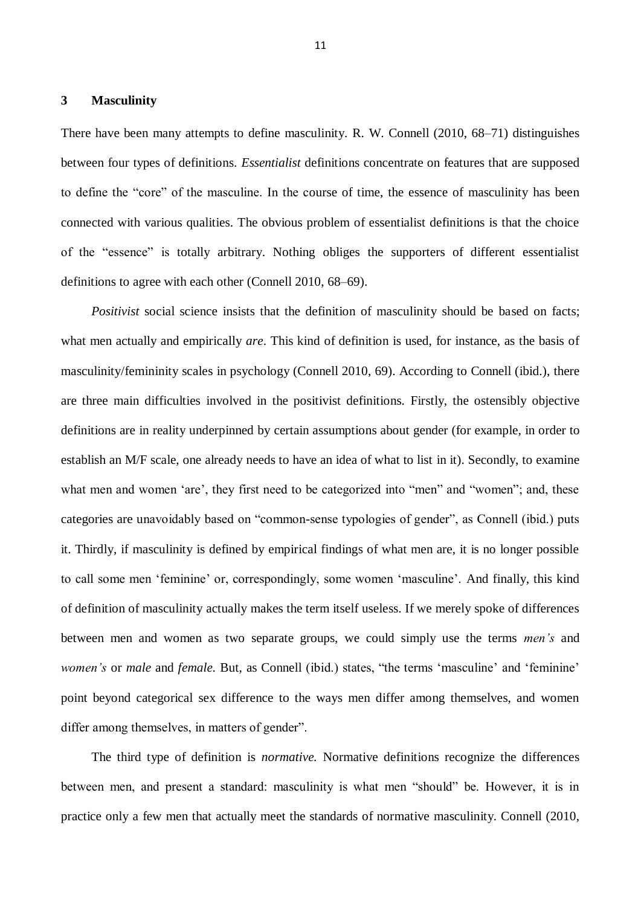## 3 Masculinity

There have been many attempts to define masculinity. R. W. Connell (2010, 68–71) distinguishes between four types of definitions. *Essentialist* definitions concentrate on features that are supposed to define the "core" of the masculine. In the course of time, the essence of masculinity has been connected with various qualities. The obvious problem of essentialist definitions is that the choice of the "essence" is totally arbitrary. Nothing obliges the supporters of different essentialist definitions to agree with each other (Connell 2010, 68–69).

*Positivist* social science insists that the definition of masculinity should be based on facts; what men actually and empirically *are*. This kind of definition is used, for instance, as the basis of masculinity/femininity scales in psychology (Connell 2010, 69). According to Connell (ibid.), there are three main difficulties involved in the positivist definitions. Firstly, the ostensibly objective definitions are in reality underpinned by certain assumptions about gender (for example, in order to establish an M/F scale, one already needs to have an idea of what to list in it). Secondly, to examine what men and women 'are', they first need to be categorized into "men" and "women"; and, these categories are unavoidably based on "common-sense typologies of gender", as Connell (ibid.) puts it. Thirdly, if masculinity is defined by empirical findings of what men are, it is no longer possible to call some men 'feminine' or, correspondingly, some women 'masculine'. And finally, this kind of definition of masculinity actually makes the term itself useless. If we merely spoke of differences between men and women as two separate groups, we could simply use the terms *men's* and *women's* or *male* and *female*. But, as Connell (ibid.) states, "the terms 'masculine' and 'feminine' point beyond categorical sex difference to the ways men differ among themselves, and women differ among themselves, in matters of gender".

The third type of definition is *normative*. Normative definitions recognize the differences between men, and present a standard: masculinity is what men "should" be. However, it is in practice only a few men that actually meet the standards of normative masculinity. Connell (2010,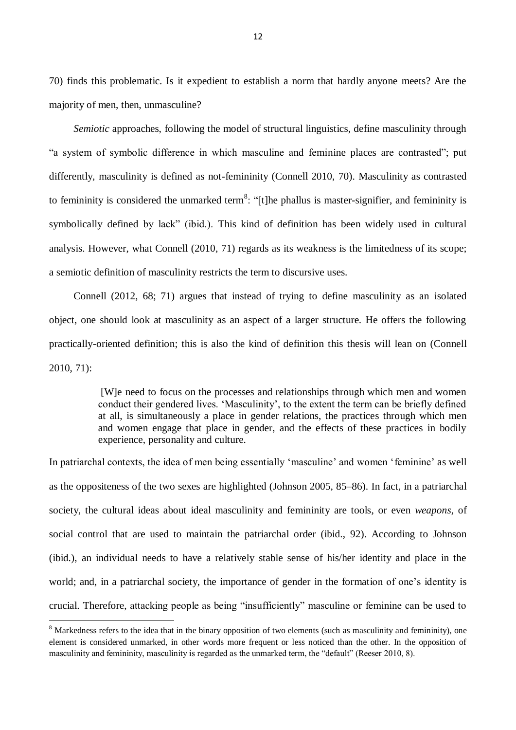70) finds this problematic. Is it expedient to establish a norm that hardly anyone meets? Are the majority of men, then, unmasculine?

*Semiotic* approaches, following the model of structural linguistics, define masculinity through "a system of symbolic difference in which masculine and feminine places are contrasted"; put differently, masculinity is defined as not-femininity (Connell 2010, 70). Masculinity as contrasted to femininity is considered the unmarked term[8]: "[t]he phallus is master-signifier, and femininity is symbolically defined by lack" (ibid.). This kind of definition has been widely used in cultural analysis. However, what Connell (2010, 71) regards as its weakness is the limitedness of its scope; a semiotic definition of masculinity restricts the term to discursive uses.

Connell (2012, 68; 71) argues that instead of trying to define masculinity as an isolated object, one should look at masculinity as an aspect of a larger structure. He offers the following practically-oriented definition; this is also the kind of definition this thesis will lean on (Connell 2010, 71):

> [W]e need to focus on the processes and relationships through which men and women conduct their gendered lives. 'Masculinity', to the extent the term can be briefly defined at all, is simultaneously a place in gender relations, the practices through which men and women engage that place in gender, and the effects of these practices in bodily experience, personality and culture.

In patriarchal contexts, the idea of men being essentially 'masculine' and women 'feminine' as well as the oppositeness of the two sexes are highlighted (Johnson 2005, 85–86). In fact, in a patriarchal society, the cultural ideas about ideal masculinity and femininity are tools, or even *weapons*, of social control that are used to maintain the patriarchal order (ibid., 92). According to Johnson (ibid.), an individual needs to have a relatively stable sense of his/her identity and place in the world; and, in a patriarchal society, the importance of gender in the formation of one's identity is crucial. Therefore, attacking people as being "insufficiently" masculine or feminine can be used to

---

[8] Markedness refers to the idea that in the binary opposition of two elements (such as masculinity and femininity), one element is considered unmarked, in other words more frequent or less noticed than the other. In the opposition of masculinity and femininity, masculinity is regarded as the unmarked term, the "default" (Reeser 2010, 8).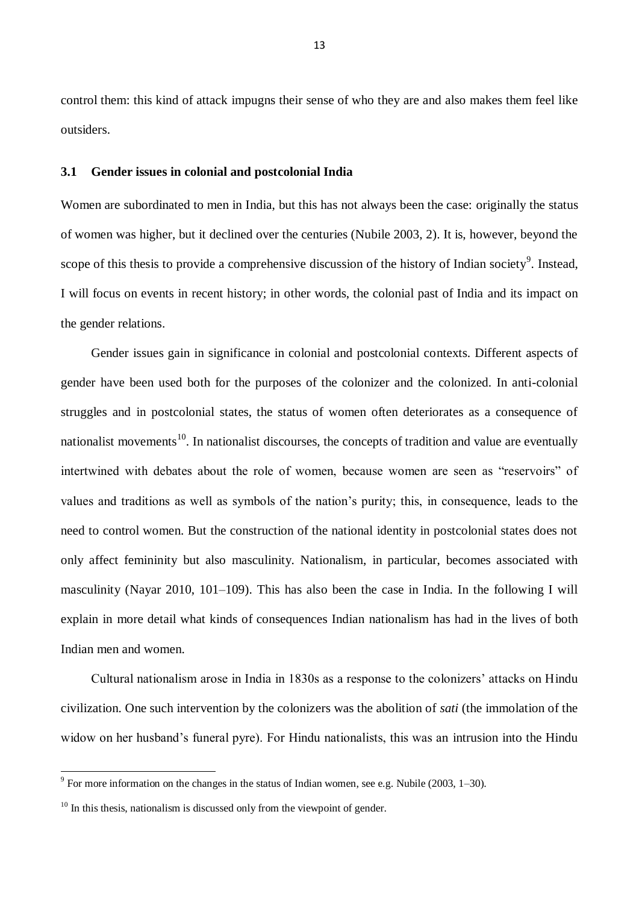control them: this kind of attack impugns their sense of who they are and also makes them feel like outsiders.

### 3.1 Gender issues in colonial and postcolonial India

Women are subordinated to men in India, but this has not always been the case: originally the status of women was higher, but it declined over the centuries (Nubile 2003, 2). It is, however, beyond the scope of this thesis to provide a comprehensive discussion of the history of Indian society[9]. Instead, I will focus on events in recent history; in other words, the colonial past of India and its impact on the gender relations.

Gender issues gain in significance in colonial and postcolonial contexts. Different aspects of gender have been used both for the purposes of the colonizer and the colonized. In anti-colonial struggles and in postcolonial states, the status of women often deteriorates as a consequence of nationalist movements[10]. In nationalist discourses, the concepts of tradition and value are eventually intertwined with debates about the role of women, because women are seen as "reservoirs" of values and traditions as well as symbols of the nation's purity; this, in consequence, leads to the need to control women. But the construction of the national identity in postcolonial states does not only affect femininity but also masculinity. Nationalism, in particular, becomes associated with masculinity (Nayar 2010, 101–109). This has also been the case in India. In the following I will explain in more detail what kinds of consequences Indian nationalism has had in the lives of both Indian men and women.

Cultural nationalism arose in India in 1830s as a response to the colonizers' attacks on Hindu civilization. One such intervention by the colonizers was the abolition of *sati* (the immolation of the widow on her husband's funeral pyre). For Hindu nationalists, this was an intrusion into the Hindu

---

[9] For more information on the changes in the status of Indian women, see e.g. Nubile (2003, 1–30).

[10] In this thesis, nationalism is discussed only from the viewpoint of gender.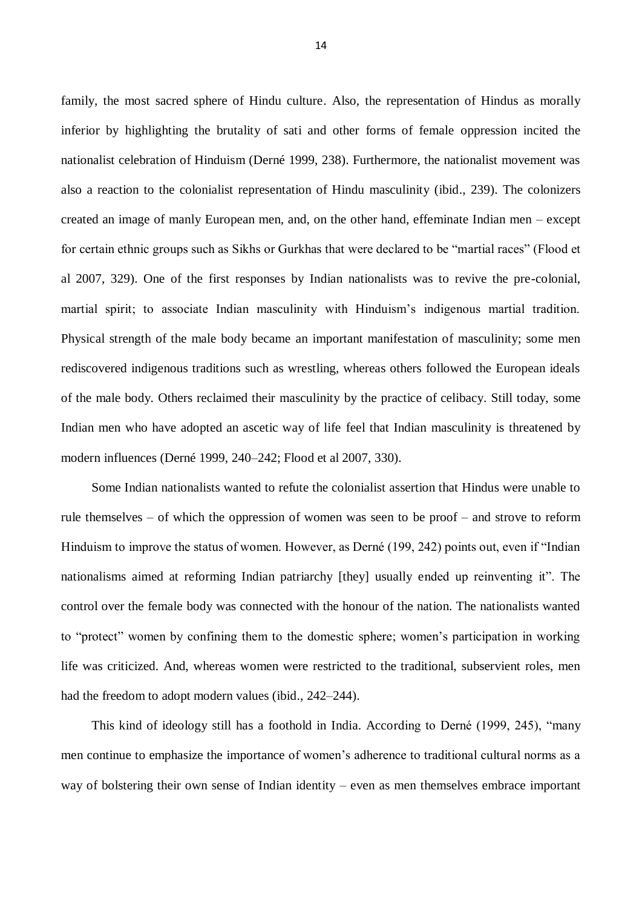family, the most sacred sphere of Hindu culture. Also, the representation of Hindus as morally inferior by highlighting the brutality of sati and other forms of female oppression incited the nationalist celebration of Hinduism (Derné 1999, 238). Furthermore, the nationalist movement was also a reaction to the colonialist representation of Hindu masculinity (ibid., 239). The colonizers created an image of manly European men, and, on the other hand, effeminate Indian men – except for certain ethnic groups such as Sikhs or Gurkhas that were declared to be "martial races" (Flood et al 2007, 329). One of the first responses by Indian nationalists was to revive the pre-colonial, martial spirit; to associate Indian masculinity with Hinduism's indigenous martial tradition. Physical strength of the male body became an important manifestation of masculinity; some men rediscovered indigenous traditions such as wrestling, whereas others followed the European ideals of the male body. Others reclaimed their masculinity by the practice of celibacy. Still today, some Indian men who have adopted an ascetic way of life feel that Indian masculinity is threatened by modern influences (Derné 1999, 240–242; Flood et al 2007, 330).

Some Indian nationalists wanted to refute the colonialist assertion that Hindus were unable to rule themselves – of which the oppression of women was seen to be proof – and strove to reform Hinduism to improve the status of women. However, as Derné (199, 242) points out, even if "Indian nationalisms aimed at reforming Indian patriarchy [they] usually ended up reinventing it". The control over the female body was connected with the honour of the nation. The nationalists wanted to "protect" women by confining them to the domestic sphere; women's participation in working life was criticized. And, whereas women were restricted to the traditional, subservient roles, men had the freedom to adopt modern values (ibid., 242–244).

This kind of ideology still has a foothold in India. According to Derné (1999, 245), "many men continue to emphasize the importance of women's adherence to traditional cultural norms as a way of bolstering their own sense of Indian identity – even as men themselves embrace important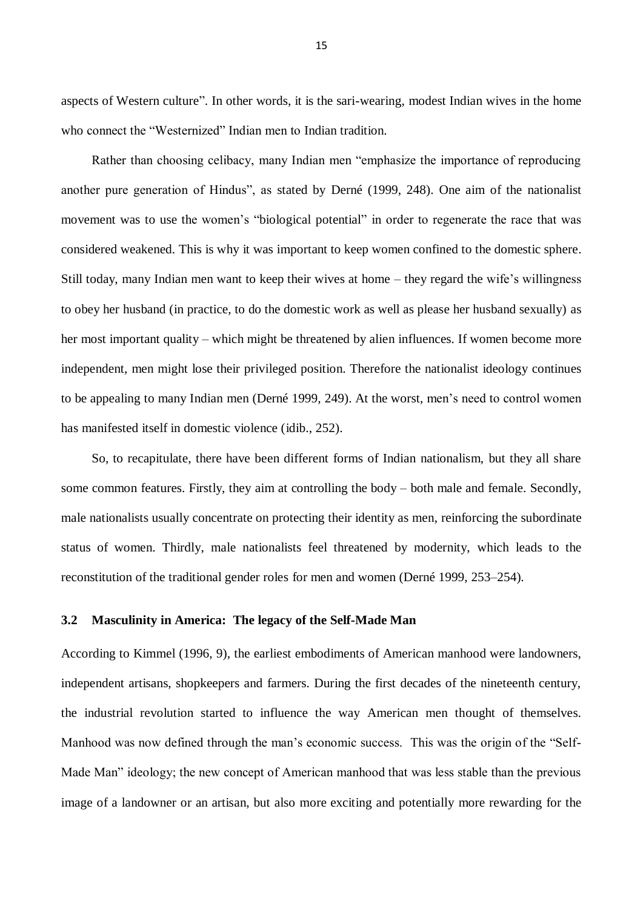aspects of Western culture". In other words, it is the sari-wearing, modest Indian wives in the home who connect the "Westernized" Indian men to Indian tradition.

Rather than choosing celibacy, many Indian men "emphasize the importance of reproducing another pure generation of Hindus", as stated by Derné (1999, 248). One aim of the nationalist movement was to use the women's "biological potential" in order to regenerate the race that was considered weakened. This is why it was important to keep women confined to the domestic sphere. Still today, many Indian men want to keep their wives at home – they regard the wife's willingness to obey her husband (in practice, to do the domestic work as well as please her husband sexually) as her most important quality – which might be threatened by alien influences. If women become more independent, men might lose their privileged position. Therefore the nationalist ideology continues to be appealing to many Indian men (Derné 1999, 249). At the worst, men's need to control women has manifested itself in domestic violence (idib., 252).

So, to recapitulate, there have been different forms of Indian nationalism, but they all share some common features. Firstly, they aim at controlling the body – both male and female. Secondly, male nationalists usually concentrate on protecting their identity as men, reinforcing the subordinate status of women. Thirdly, male nationalists feel threatened by modernity, which leads to the reconstitution of the traditional gender roles for men and women (Derné 1999, 253–254).

### 3.2 Masculinity in America: The legacy of the Self-Made Man

According to Kimmel (1996, 9), the earliest embodiments of American manhood were landowners, independent artisans, shopkeepers and farmers. During the first decades of the nineteenth century, the industrial revolution started to influence the way American men thought of themselves. Manhood was now defined through the man's economic success. This was the origin of the "Self-Made Man" ideology; the new concept of American manhood that was less stable than the previous image of a landowner or an artisan, but also more exciting and potentially more rewarding for the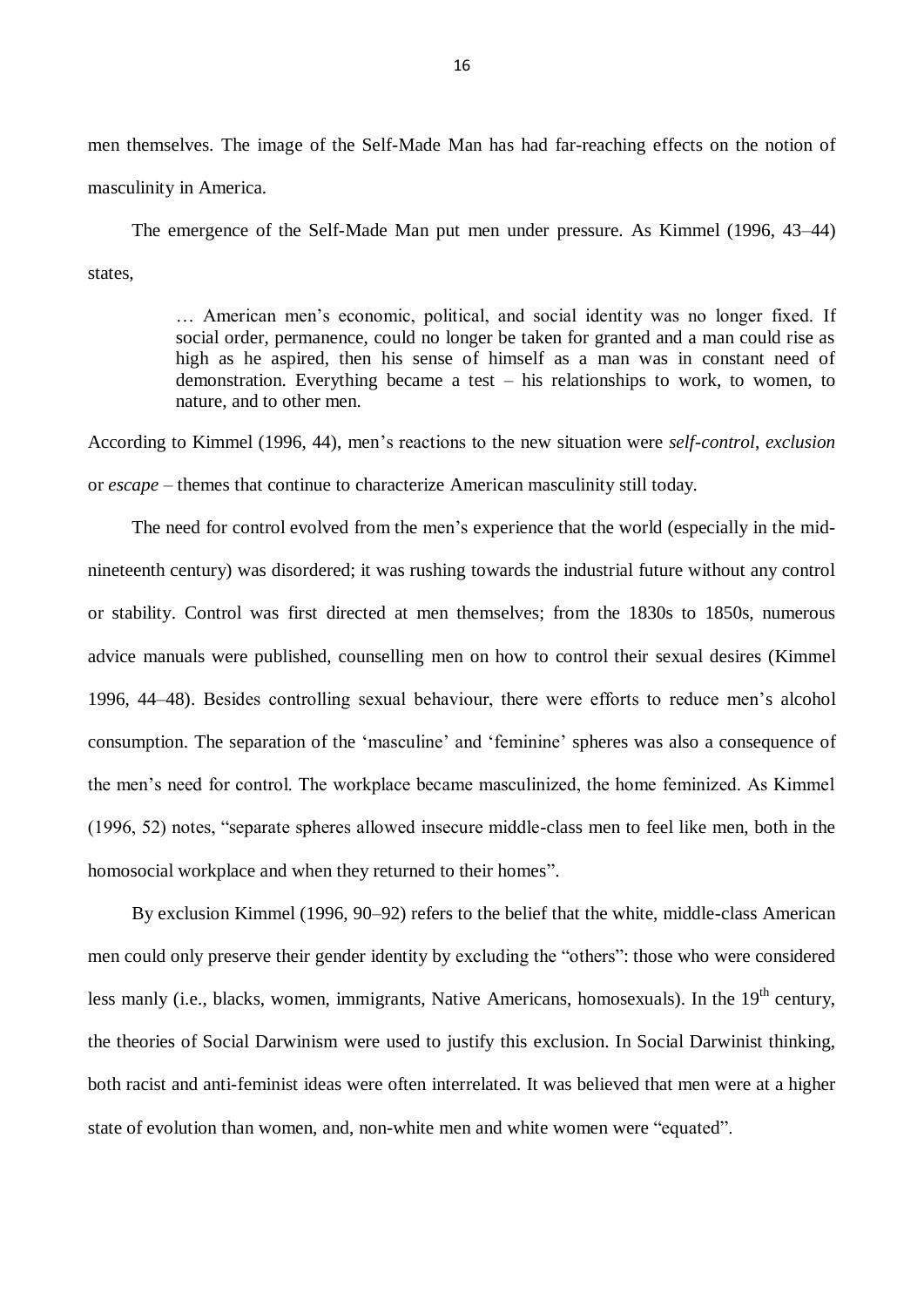men themselves. The image of the Self-Made Man has had far-reaching effects on the notion of masculinity in America.

The emergence of the Self-Made Man put men under pressure. As Kimmel (1996, 43–44) states,

> … American men's economic, political, and social identity was no longer fixed. If social order, permanence, could no longer be taken for granted and a man could rise as high as he aspired, then his sense of himself as a man was in constant need of demonstration. Everything became a test – his relationships to work, to women, to nature, and to other men.

According to Kimmel (1996, 44), men's reactions to the new situation were *self-control*, *exclusion* or *escape* – themes that continue to characterize American masculinity still today.

The need for control evolved from the men's experience that the world (especially in the mid-nineteenth century) was disordered; it was rushing towards the industrial future without any control or stability. Control was first directed at men themselves; from the 1830s to 1850s, numerous advice manuals were published, counselling men on how to control their sexual desires (Kimmel 1996, 44–48). Besides controlling sexual behaviour, there were efforts to reduce men's alcohol consumption. The separation of the 'masculine' and 'feminine' spheres was also a consequence of the men's need for control. The workplace became masculinized, the home feminized. As Kimmel (1996, 52) notes, "separate spheres allowed insecure middle-class men to feel like men, both in the homosocial workplace and when they returned to their homes".

By exclusion Kimmel (1996, 90–92) refers to the belief that the white, middle-class American men could only preserve their gender identity by excluding the "others": those who were considered less manly (i.e., blacks, women, immigrants, Native Americans, homosexuals). In the 19th century, the theories of Social Darwinism were used to justify this exclusion. In Social Darwinist thinking, both racist and anti-feminist ideas were often interrelated. It was believed that men were at a higher state of evolution than women, and, non-white men and white women were "equated".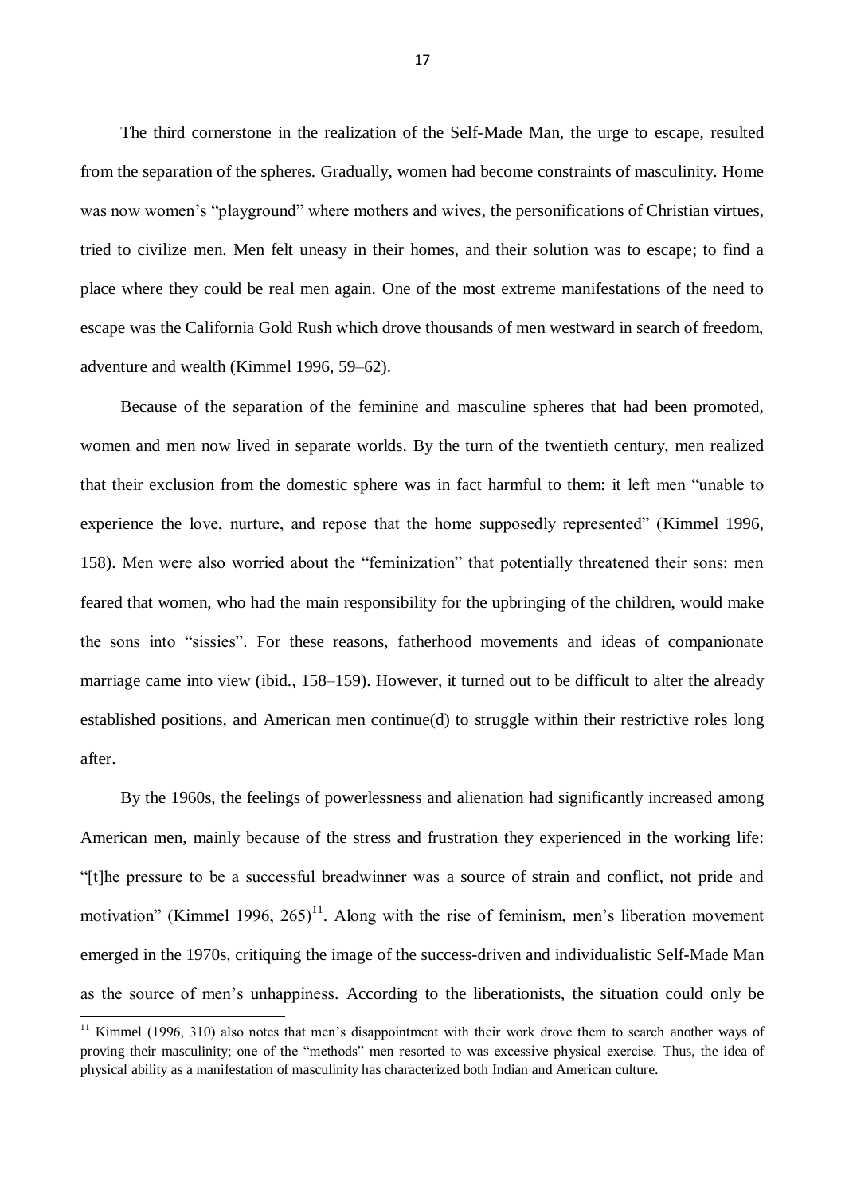The third cornerstone in the realization of the Self-Made Man, the urge to escape, resulted from the separation of the spheres. Gradually, women had become constraints of masculinity. Home was now women's "playground" where mothers and wives, the personifications of Christian virtues, tried to civilize men. Men felt uneasy in their homes, and their solution was to escape; to find a place where they could be real men again. One of the most extreme manifestations of the need to escape was the California Gold Rush which drove thousands of men westward in search of freedom, adventure and wealth (Kimmel 1996, 59–62).

Because of the separation of the feminine and masculine spheres that had been promoted, women and men now lived in separate worlds. By the turn of the twentieth century, men realized that their exclusion from the domestic sphere was in fact harmful to them: it left men "unable to experience the love, nurture, and repose that the home supposedly represented" (Kimmel 1996, 158). Men were also worried about the "feminization" that potentially threatened their sons: men feared that women, who had the main responsibility for the upbringing of the children, would make the sons into "sissies". For these reasons, fatherhood movements and ideas of companionate marriage came into view (ibid., 158–159). However, it turned out to be difficult to alter the already established positions, and American men continue(d) to struggle within their restrictive roles long after.

By the 1960s, the feelings of powerlessness and alienation had significantly increased among American men, mainly because of the stress and frustration they experienced in the working life: "[t]he pressure to be a successful breadwinner was a source of strain and conflict, not pride and motivation" (Kimmel 1996, 265)[11]. Along with the rise of feminism, men's liberation movement emerged in the 1970s, critiquing the image of the success-driven and individualistic Self-Made Man as the source of men's unhappiness. According to the liberationists, the situation could only be

---

[11] Kimmel (1996, 310) also notes that men's disappointment with their work drove them to search another ways of proving their masculinity; one of the "methods" men resorted to was excessive physical exercise. Thus, the idea of physical ability as a manifestation of masculinity has characterized both Indian and American culture.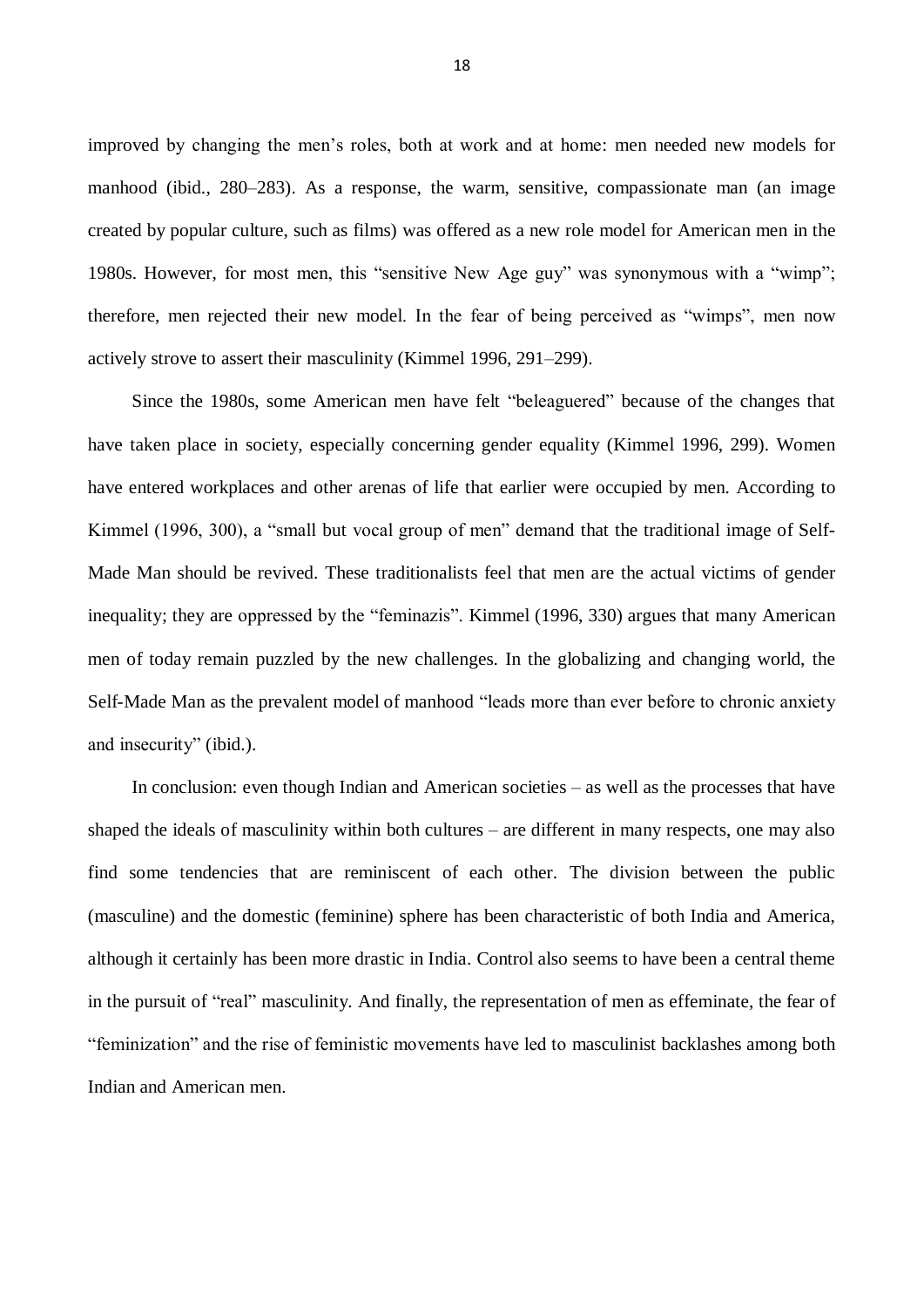improved by changing the men's roles, both at work and at home: men needed new models for manhood (ibid., 280–283). As a response, the warm, sensitive, compassionate man (an image created by popular culture, such as films) was offered as a new role model for American men in the 1980s. However, for most men, this "sensitive New Age guy" was synonymous with a "wimp"; therefore, men rejected their new model. In the fear of being perceived as "wimps", men now actively strove to assert their masculinity (Kimmel 1996, 291–299).

Since the 1980s, some American men have felt "beleaguered" because of the changes that have taken place in society, especially concerning gender equality (Kimmel 1996, 299). Women have entered workplaces and other arenas of life that earlier were occupied by men. According to Kimmel (1996, 300), a "small but vocal group of men" demand that the traditional image of Self-Made Man should be revived. These traditionalists feel that men are the actual victims of gender inequality; they are oppressed by the "feminazis". Kimmel (1996, 330) argues that many American men of today remain puzzled by the new challenges. In the globalizing and changing world, the Self-Made Man as the prevalent model of manhood "leads more than ever before to chronic anxiety and insecurity" (ibid.).

In conclusion: even though Indian and American societies – as well as the processes that have shaped the ideals of masculinity within both cultures – are different in many respects, one may also find some tendencies that are reminiscent of each other. The division between the public (masculine) and the domestic (feminine) sphere has been characteristic of both India and America, although it certainly has been more drastic in India. Control also seems to have been a central theme in the pursuit of "real" masculinity. And finally, the representation of men as effeminate, the fear of "feminization" and the rise of feministic movements have led to masculinist backlashes among both Indian and American men.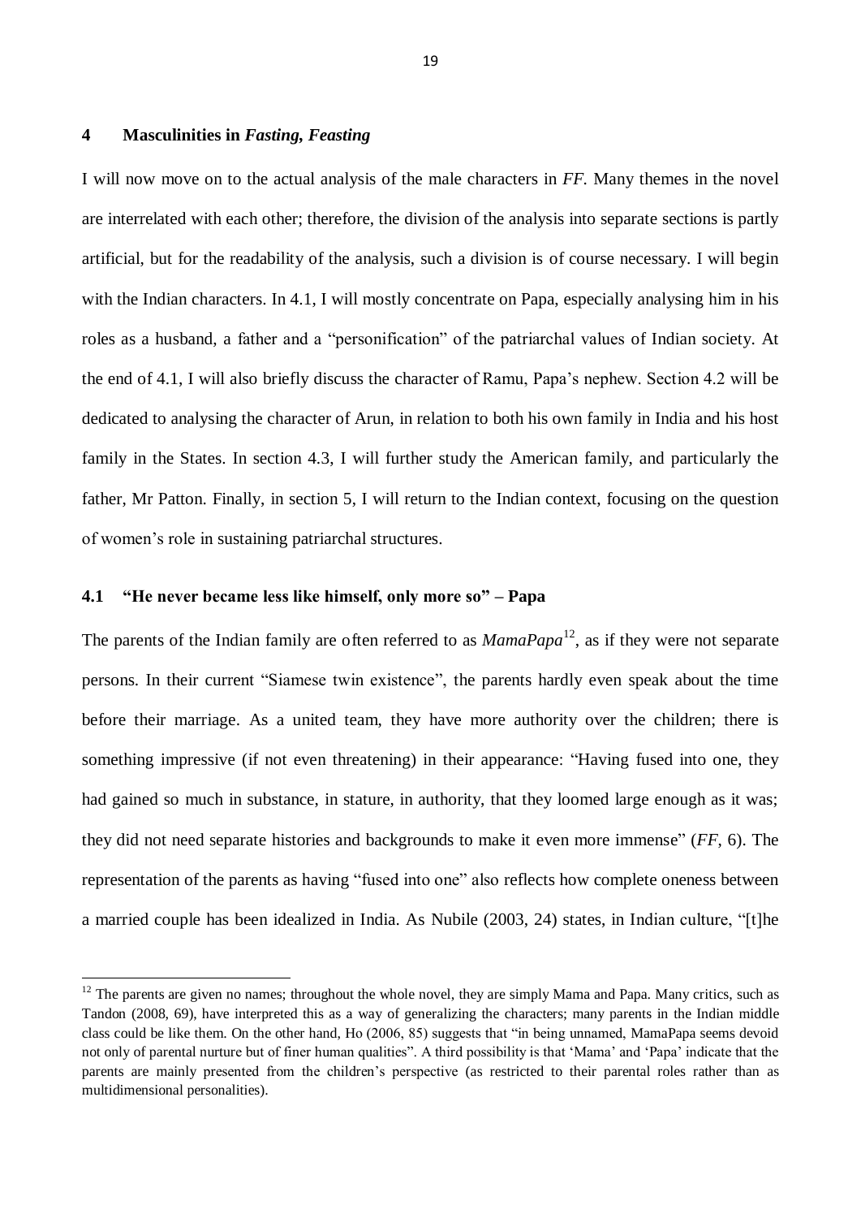## 4 Masculinities in *Fasting, Feasting*

I will now move on to the actual analysis of the male characters in *FF*. Many themes in the novel are interrelated with each other; therefore, the division of the analysis into separate sections is partly artificial, but for the readability of the analysis, such a division is of course necessary. I will begin with the Indian characters. In 4.1, I will mostly concentrate on Papa, especially analysing him in his roles as a husband, a father and a "personification" of the patriarchal values of Indian society. At the end of 4.1, I will also briefly discuss the character of Ramu, Papa's nephew. Section 4.2 will be dedicated to analysing the character of Arun, in relation to both his own family in India and his host family in the States. In section 4.3, I will further study the American family, and particularly the father, Mr Patton. Finally, in section 5, I will return to the Indian context, focusing on the question of women's role in sustaining patriarchal structures.

### 4.1 "He never became less like himself, only more so" – Papa

The parents of the Indian family are often referred to as *MamaPapa*[12], as if they were not separate persons. In their current "Siamese twin existence", the parents hardly even speak about the time before their marriage. As a united team, they have more authority over the children; there is something impressive (if not even threatening) in their appearance: "Having fused into one, they had gained so much in substance, in stature, in authority, that they loomed large enough as it was; they did not need separate histories and backgrounds to make it even more immense" (*FF*, 6). The representation of the parents as having "fused into one" also reflects how complete oneness between a married couple has been idealized in India. As Nubile (2003, 24) states, in Indian culture, "[t]he

---

[12] The parents are given no names; throughout the whole novel, they are simply Mama and Papa. Many critics, such as Tandon (2008, 69), have interpreted this as a way of generalizing the characters; many parents in the Indian middle class could be like them. On the other hand, Ho (2006, 85) suggests that "in being unnamed, MamaPapa seems devoid not only of parental nurture but of finer human qualities". A third possibility is that 'Mama' and 'Papa' indicate that the parents are mainly presented from the children's perspective (as restricted to their parental roles rather than as multidimensional personalities).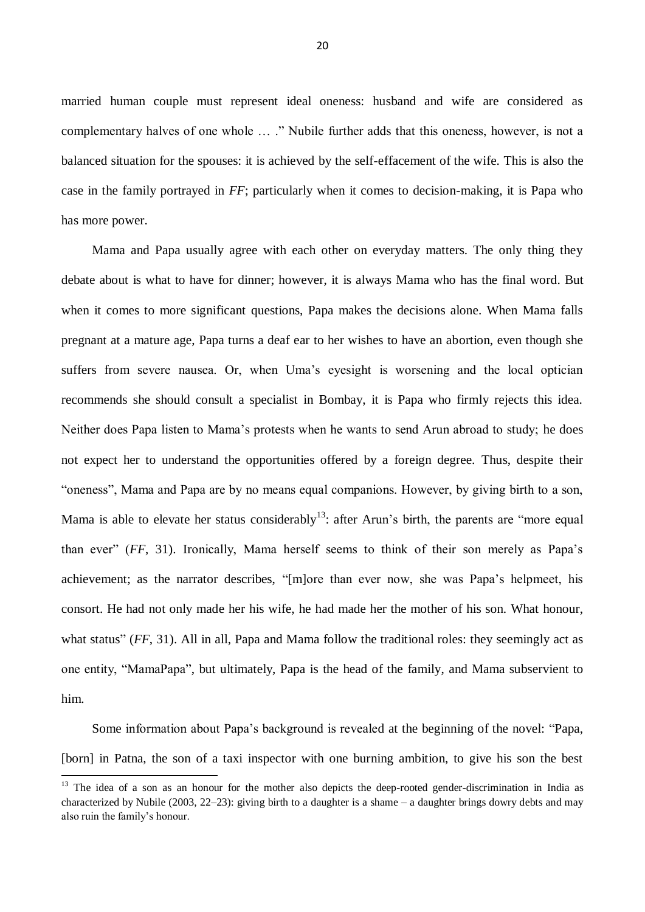married human couple must represent ideal oneness: husband and wife are considered as complementary halves of one whole … ." Nubile further adds that this oneness, however, is not a balanced situation for the spouses: it is achieved by the self-effacement of the wife. This is also the case in the family portrayed in *FF*; particularly when it comes to decision-making, it is Papa who has more power.

Mama and Papa usually agree with each other on everyday matters. The only thing they debate about is what to have for dinner; however, it is always Mama who has the final word. But when it comes to more significant questions, Papa makes the decisions alone. When Mama falls pregnant at a mature age, Papa turns a deaf ear to her wishes to have an abortion, even though she suffers from severe nausea. Or, when Uma's eyesight is worsening and the local optician recommends she should consult a specialist in Bombay, it is Papa who firmly rejects this idea. Neither does Papa listen to Mama's protests when he wants to send Arun abroad to study; he does not expect her to understand the opportunities offered by a foreign degree. Thus, despite their "oneness", Mama and Papa are by no means equal companions. However, by giving birth to a son, Mama is able to elevate her status considerably[13]: after Arun's birth, the parents are "more equal than ever" (*FF*, 31). Ironically, Mama herself seems to think of their son merely as Papa's achievement; as the narrator describes, "[m]ore than ever now, she was Papa's helpmeet, his consort. He had not only made her his wife, he had made her the mother of his son. What honour, what status" (*FF*, 31). All in all, Papa and Mama follow the traditional roles: they seemingly act as one entity, "MamaPapa", but ultimately, Papa is the head of the family, and Mama subservient to him.

Some information about Papa's background is revealed at the beginning of the novel: "Papa, [born] in Patna, the son of a taxi inspector with one burning ambition, to give his son the best

---

[13] The idea of a son as an honour for the mother also depicts the deep-rooted gender-discrimination in India as characterized by Nubile (2003, 22–23): giving birth to a daughter is a shame – a daughter brings dowry debts and may also ruin the family's honour.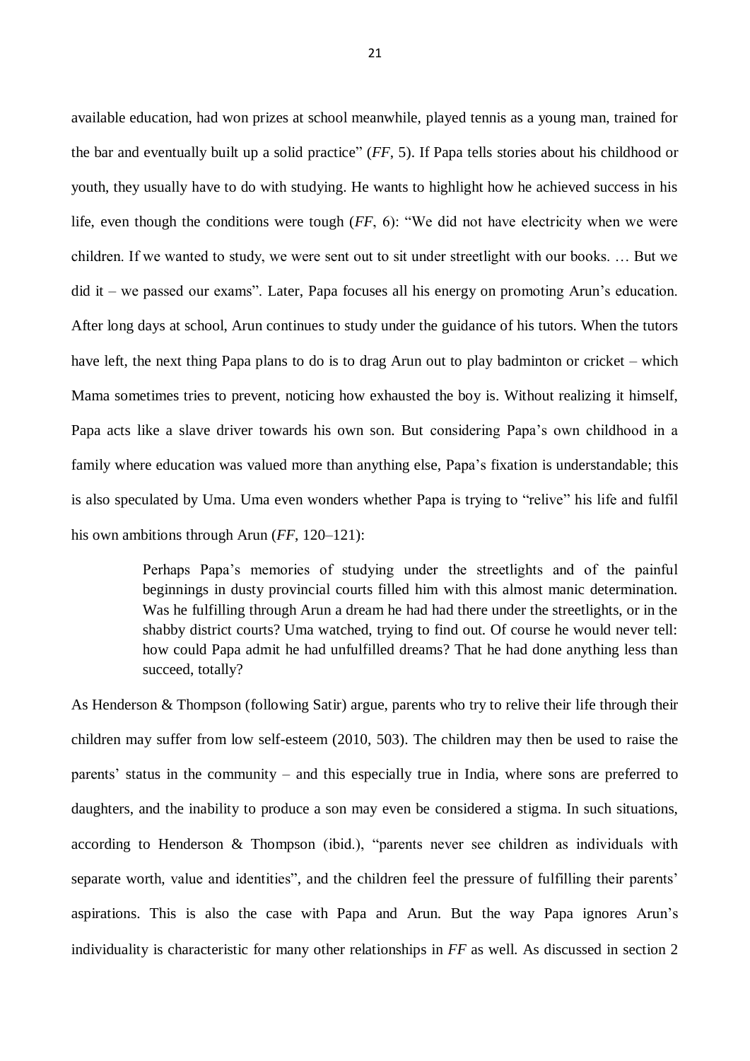available education, had won prizes at school meanwhile, played tennis as a young man, trained for the bar and eventually built up a solid practice" (*FF*, 5). If Papa tells stories about his childhood or youth, they usually have to do with studying. He wants to highlight how he achieved success in his life, even though the conditions were tough (*FF*, 6): "We did not have electricity when we were children. If we wanted to study, we were sent out to sit under streetlight with our books. … But we did it – we passed our exams". Later, Papa focuses all his energy on promoting Arun's education. After long days at school, Arun continues to study under the guidance of his tutors. When the tutors have left, the next thing Papa plans to do is to drag Arun out to play badminton or cricket – which Mama sometimes tries to prevent, noticing how exhausted the boy is. Without realizing it himself, Papa acts like a slave driver towards his own son. But considering Papa's own childhood in a family where education was valued more than anything else, Papa's fixation is understandable; this is also speculated by Uma. Uma even wonders whether Papa is trying to "relive" his life and fulfil his own ambitions through Arun (*FF*, 120–121):

> Perhaps Papa's memories of studying under the streetlights and of the painful beginnings in dusty provincial courts filled him with this almost manic determination. Was he fulfilling through Arun a dream he had had there under the streetlights, or in the shabby district courts? Uma watched, trying to find out. Of course he would never tell: how could Papa admit he had unfulfilled dreams? That he had done anything less than succeed, totally?

As Henderson & Thompson (following Satir) argue, parents who try to relive their life through their children may suffer from low self-esteem (2010, 503). The children may then be used to raise the parents' status in the community – and this especially true in India, where sons are preferred to daughters, and the inability to produce a son may even be considered a stigma. In such situations, according to Henderson & Thompson (ibid.), "parents never see children as individuals with separate worth, value and identities", and the children feel the pressure of fulfilling their parents' aspirations. This is also the case with Papa and Arun. But the way Papa ignores Arun's individuality is characteristic for many other relationships in *FF* as well. As discussed in section 2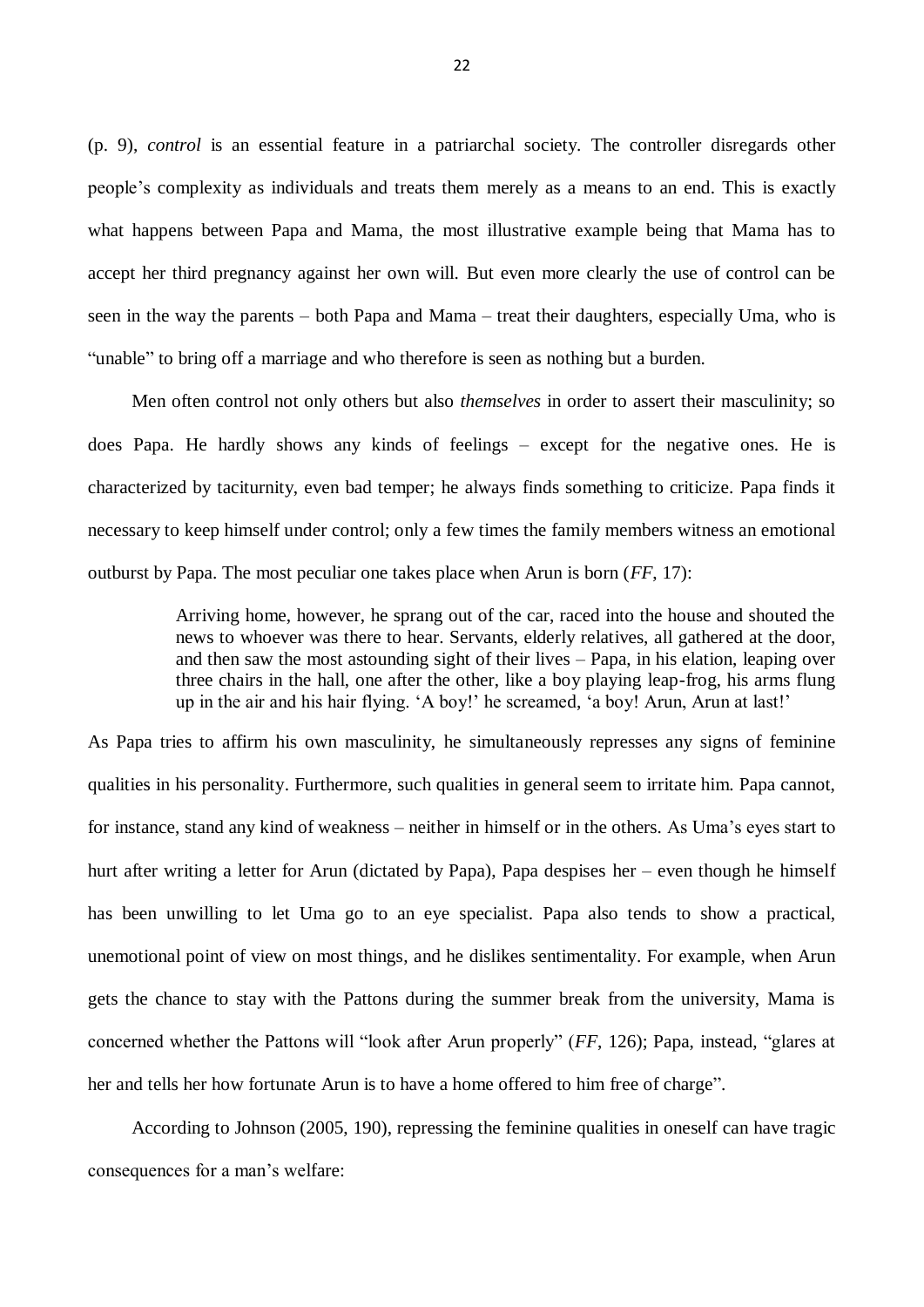(p. 9), *control* is an essential feature in a patriarchal society. The controller disregards other people's complexity as individuals and treats them merely as a means to an end. This is exactly what happens between Papa and Mama, the most illustrative example being that Mama has to accept her third pregnancy against her own will. But even more clearly the use of control can be seen in the way the parents – both Papa and Mama – treat their daughters, especially Uma, who is "unable" to bring off a marriage and who therefore is seen as nothing but a burden.

Men often control not only others but also *themselves* in order to assert their masculinity; so does Papa. He hardly shows any kinds of feelings – except for the negative ones. He is characterized by taciturnity, even bad temper; he always finds something to criticize. Papa finds it necessary to keep himself under control; only a few times the family members witness an emotional outburst by Papa. The most peculiar one takes place when Arun is born (*FF*, 17):

> Arriving home, however, he sprang out of the car, raced into the house and shouted the news to whoever was there to hear. Servants, elderly relatives, all gathered at the door, and then saw the most astounding sight of their lives – Papa, in his elation, leaping over three chairs in the hall, one after the other, like a boy playing leap-frog, his arms flung up in the air and his hair flying. 'A boy!' he screamed, 'a boy! Arun, Arun at last!'

As Papa tries to affirm his own masculinity, he simultaneously represses any signs of feminine qualities in his personality. Furthermore, such qualities in general seem to irritate him. Papa cannot, for instance, stand any kind of weakness – neither in himself or in the others. As Uma's eyes start to hurt after writing a letter for Arun (dictated by Papa), Papa despises her – even though he himself has been unwilling to let Uma go to an eye specialist. Papa also tends to show a practical, unemotional point of view on most things, and he dislikes sentimentality. For example, when Arun gets the chance to stay with the Pattons during the summer break from the university, Mama is concerned whether the Pattons will "look after Arun properly" (*FF*, 126); Papa, instead, "glares at her and tells her how fortunate Arun is to have a home offered to him free of charge".

According to Johnson (2005, 190), repressing the feminine qualities in oneself can have tragic consequences for a man's welfare: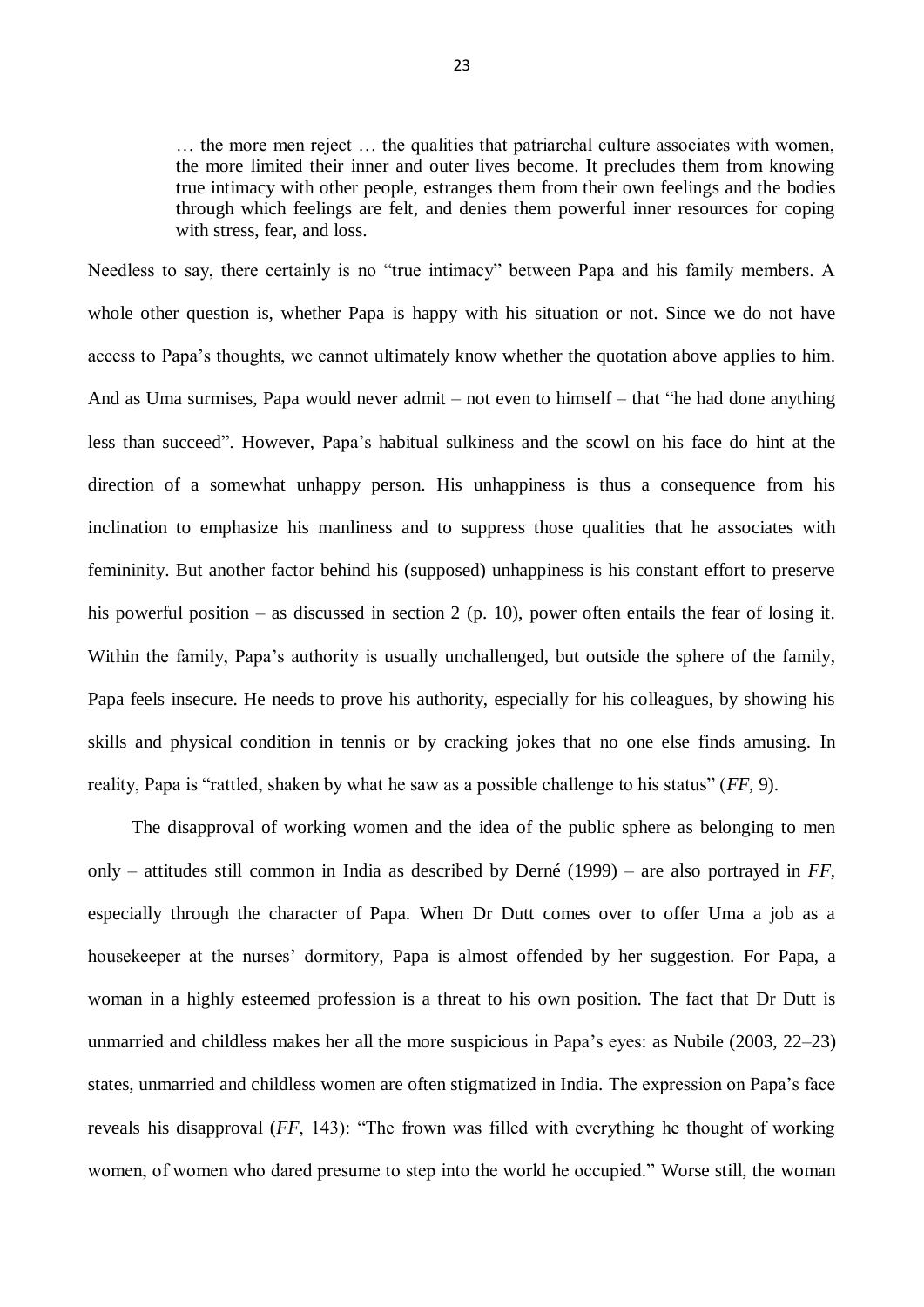> … the more men reject … the qualities that patriarchal culture associates with women, the more limited their inner and outer lives become. It precludes them from knowing true intimacy with other people, estranges them from their own feelings and the bodies through which feelings are felt, and denies them powerful inner resources for coping with stress, fear, and loss.

Needless to say, there certainly is no "true intimacy" between Papa and his family members. A whole other question is, whether Papa is happy with his situation or not. Since we do not have access to Papa's thoughts, we cannot ultimately know whether the quotation above applies to him. And as Uma surmises, Papa would never admit – not even to himself – that "he had done anything less than succeed". However, Papa's habitual sulkiness and the scowl on his face do hint at the direction of a somewhat unhappy person. His unhappiness is thus a consequence from his inclination to emphasize his manliness and to suppress those qualities that he associates with femininity. But another factor behind his (supposed) unhappiness is his constant effort to preserve his powerful position – as discussed in section 2 (p. 10), power often entails the fear of losing it. Within the family, Papa's authority is usually unchallenged, but outside the sphere of the family, Papa feels insecure. He needs to prove his authority, especially for his colleagues, by showing his skills and physical condition in tennis or by cracking jokes that no one else finds amusing. In reality, Papa is "rattled, shaken by what he saw as a possible challenge to his status" (*FF*, 9).

The disapproval of working women and the idea of the public sphere as belonging to men only – attitudes still common in India as described by Derné (1999) – are also portrayed in *FF*, especially through the character of Papa. When Dr Dutt comes over to offer Uma a job as a housekeeper at the nurses' dormitory, Papa is almost offended by her suggestion. For Papa, a woman in a highly esteemed profession is a threat to his own position. The fact that Dr Dutt is unmarried and childless makes her all the more suspicious in Papa's eyes: as Nubile (2003, 22–23) states, unmarried and childless women are often stigmatized in India. The expression on Papa's face reveals his disapproval (*FF*, 143): "The frown was filled with everything he thought of working women, of women who dared presume to step into the world he occupied." Worse still, the woman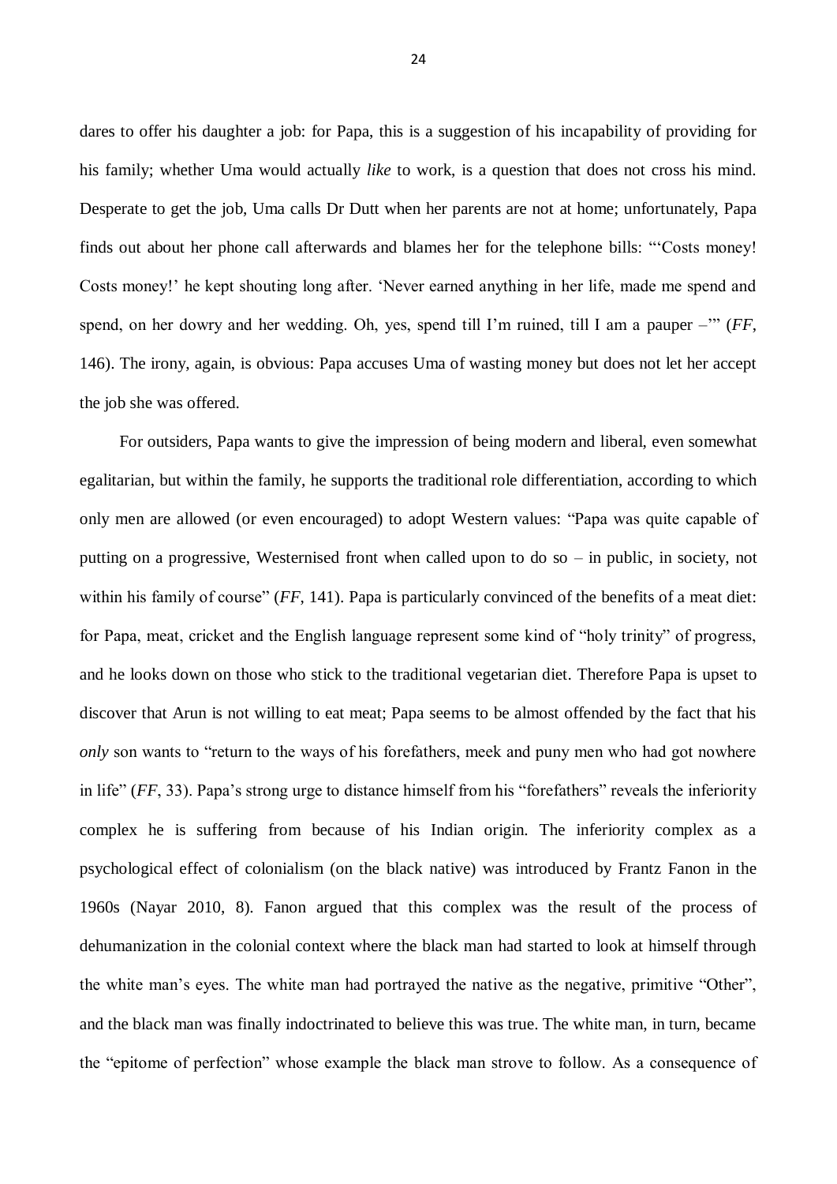dares to offer his daughter a job: for Papa, this is a suggestion of his incapability of providing for his family; whether Uma would actually *like* to work, is a question that does not cross his mind. Desperate to get the job, Uma calls Dr Dutt when her parents are not at home; unfortunately, Papa finds out about her phone call afterwards and blames her for the telephone bills: "'Costs money! Costs money!' he kept shouting long after. 'Never earned anything in her life, made me spend and spend, on her dowry and her wedding. Oh, yes, spend till I'm ruined, till I am a pauper –'" (*FF*, 146). The irony, again, is obvious: Papa accuses Uma of wasting money but does not let her accept the job she was offered.

For outsiders, Papa wants to give the impression of being modern and liberal, even somewhat egalitarian, but within the family, he supports the traditional role differentiation, according to which only men are allowed (or even encouraged) to adopt Western values: "Papa was quite capable of putting on a progressive, Westernised front when called upon to do so – in public, in society, not within his family of course" (*FF*, 141). Papa is particularly convinced of the benefits of a meat diet: for Papa, meat, cricket and the English language represent some kind of "holy trinity" of progress, and he looks down on those who stick to the traditional vegetarian diet. Therefore Papa is upset to discover that Arun is not willing to eat meat; Papa seems to be almost offended by the fact that his *only* son wants to "return to the ways of his forefathers, meek and puny men who had got nowhere in life" (*FF*, 33). Papa's strong urge to distance himself from his "forefathers" reveals the inferiority complex he is suffering from because of his Indian origin. The inferiority complex as a psychological effect of colonialism (on the black native) was introduced by Frantz Fanon in the 1960s (Nayar 2010, 8). Fanon argued that this complex was the result of the process of dehumanization in the colonial context where the black man had started to look at himself through the white man's eyes. The white man had portrayed the native as the negative, primitive "Other", and the black man was finally indoctrinated to believe this was true. The white man, in turn, became the "epitome of perfection" whose example the black man strove to follow. As a consequence of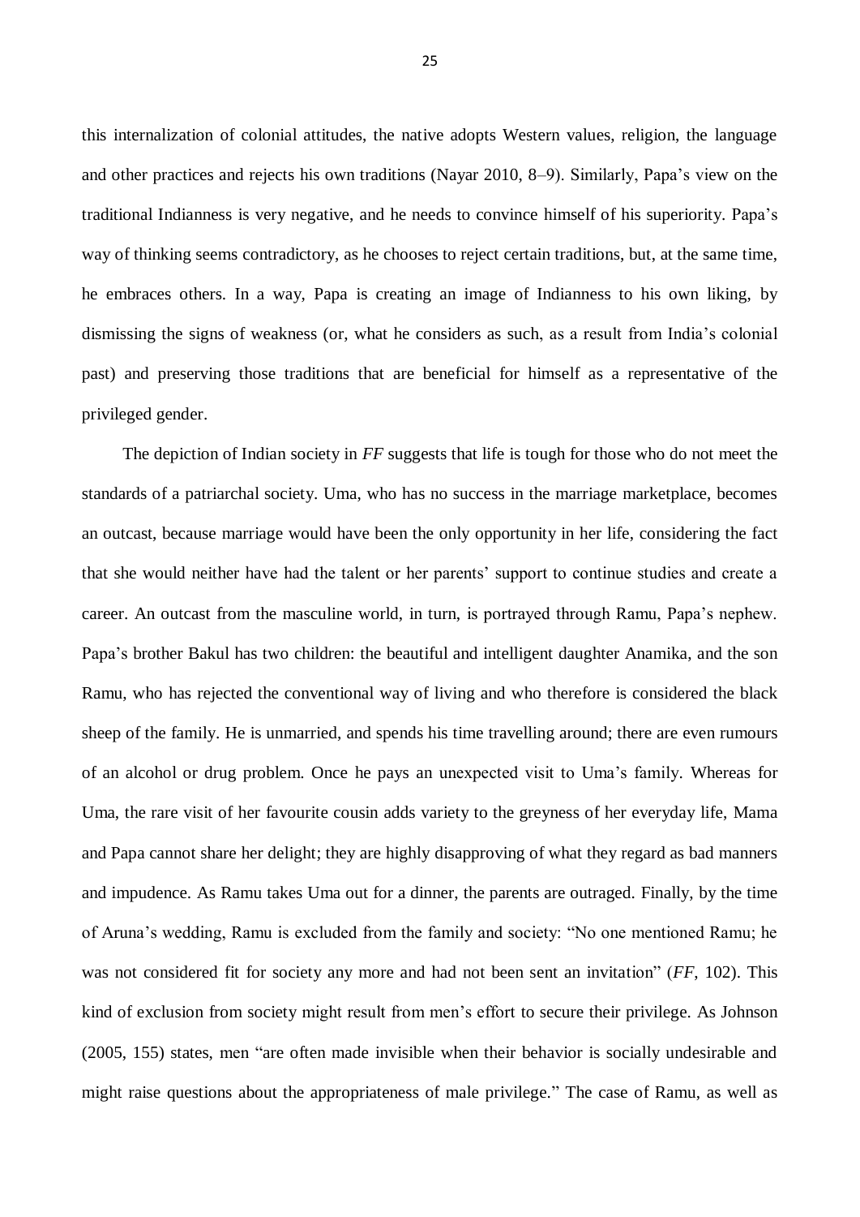this internalization of colonial attitudes, the native adopts Western values, religion, the language and other practices and rejects his own traditions (Nayar 2010, 8–9). Similarly, Papa's view on the traditional Indianness is very negative, and he needs to convince himself of his superiority. Papa's way of thinking seems contradictory, as he chooses to reject certain traditions, but, at the same time, he embraces others. In a way, Papa is creating an image of Indianness to his own liking, by dismissing the signs of weakness (or, what he considers as such, as a result from India's colonial past) and preserving those traditions that are beneficial for himself as a representative of the privileged gender.

The depiction of Indian society in *FF* suggests that life is tough for those who do not meet the standards of a patriarchal society. Uma, who has no success in the marriage marketplace, becomes an outcast, because marriage would have been the only opportunity in her life, considering the fact that she would neither have had the talent or her parents' support to continue studies and create a career. An outcast from the masculine world, in turn, is portrayed through Ramu, Papa's nephew. Papa's brother Bakul has two children: the beautiful and intelligent daughter Anamika, and the son Ramu, who has rejected the conventional way of living and who therefore is considered the black sheep of the family. He is unmarried, and spends his time travelling around; there are even rumours of an alcohol or drug problem. Once he pays an unexpected visit to Uma's family. Whereas for Uma, the rare visit of her favourite cousin adds variety to the greyness of her everyday life, Mama and Papa cannot share her delight; they are highly disapproving of what they regard as bad manners and impudence. As Ramu takes Uma out for a dinner, the parents are outraged. Finally, by the time of Aruna's wedding, Ramu is excluded from the family and society: "No one mentioned Ramu; he was not considered fit for society any more and had not been sent an invitation" (*FF*, 102). This kind of exclusion from society might result from men's effort to secure their privilege. As Johnson (2005, 155) states, men "are often made invisible when their behavior is socially undesirable and might raise questions about the appropriateness of male privilege." The case of Ramu, as well as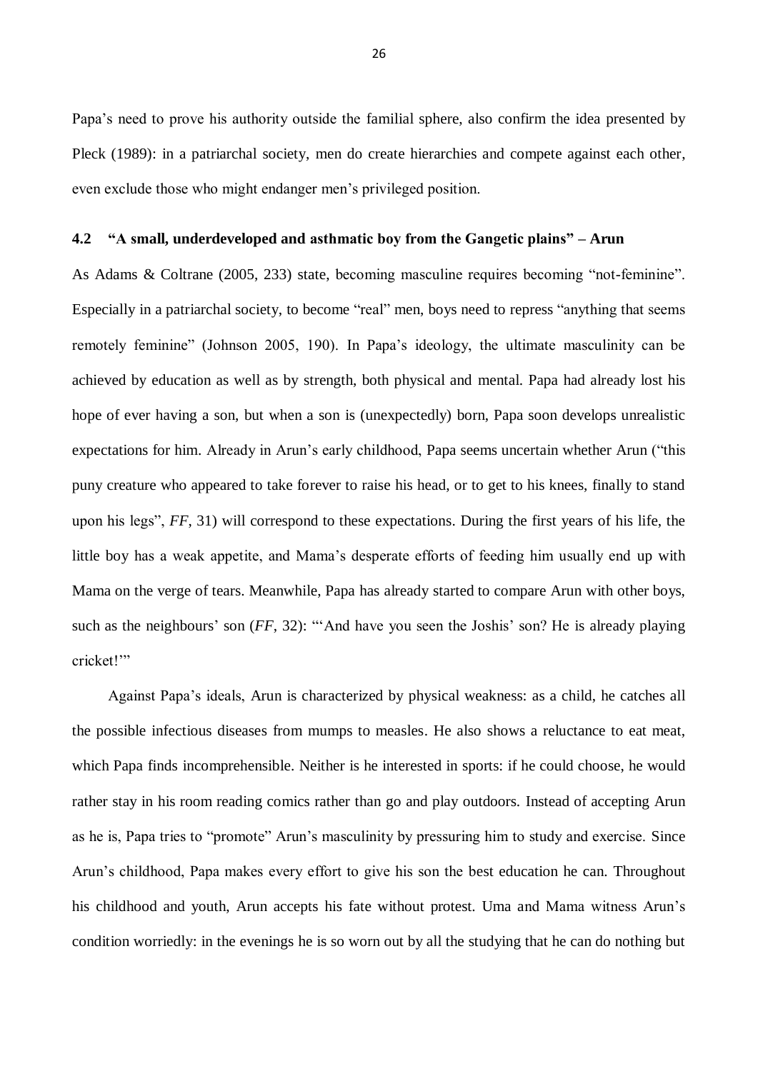Papa's need to prove his authority outside the familial sphere, also confirm the idea presented by Pleck (1989): in a patriarchal society, men do create hierarchies and compete against each other, even exclude those who might endanger men's privileged position.

## 4.2 "A small, underdeveloped and asthmatic boy from the Gangetic plains" – Arun

As Adams & Coltrane (2005, 233) state, becoming masculine requires becoming "not-feminine". Especially in a patriarchal society, to become "real" men, boys need to repress "anything that seems remotely feminine" (Johnson 2005, 190). In Papa's ideology, the ultimate masculinity can be achieved by education as well as by strength, both physical and mental. Papa had already lost his hope of ever having a son, but when a son is (unexpectedly) born, Papa soon develops unrealistic expectations for him. Already in Arun's early childhood, Papa seems uncertain whether Arun ("this puny creature who appeared to take forever to raise his head, or to get to his knees, finally to stand upon his legs", *FF*, 31) will correspond to these expectations. During the first years of his life, the little boy has a weak appetite, and Mama's desperate efforts of feeding him usually end up with Mama on the verge of tears. Meanwhile, Papa has already started to compare Arun with other boys, such as the neighbours' son (*FF*, 32): "'And have you seen the Joshis' son? He is already playing cricket!'"

Against Papa's ideals, Arun is characterized by physical weakness: as a child, he catches all the possible infectious diseases from mumps to measles. He also shows a reluctance to eat meat, which Papa finds incomprehensible. Neither is he interested in sports: if he could choose, he would rather stay in his room reading comics rather than go and play outdoors. Instead of accepting Arun as he is, Papa tries to "promote" Arun's masculinity by pressuring him to study and exercise. Since Arun's childhood, Papa makes every effort to give his son the best education he can. Throughout his childhood and youth, Arun accepts his fate without protest. Uma and Mama witness Arun's condition worriedly: in the evenings he is so worn out by all the studying that he can do nothing but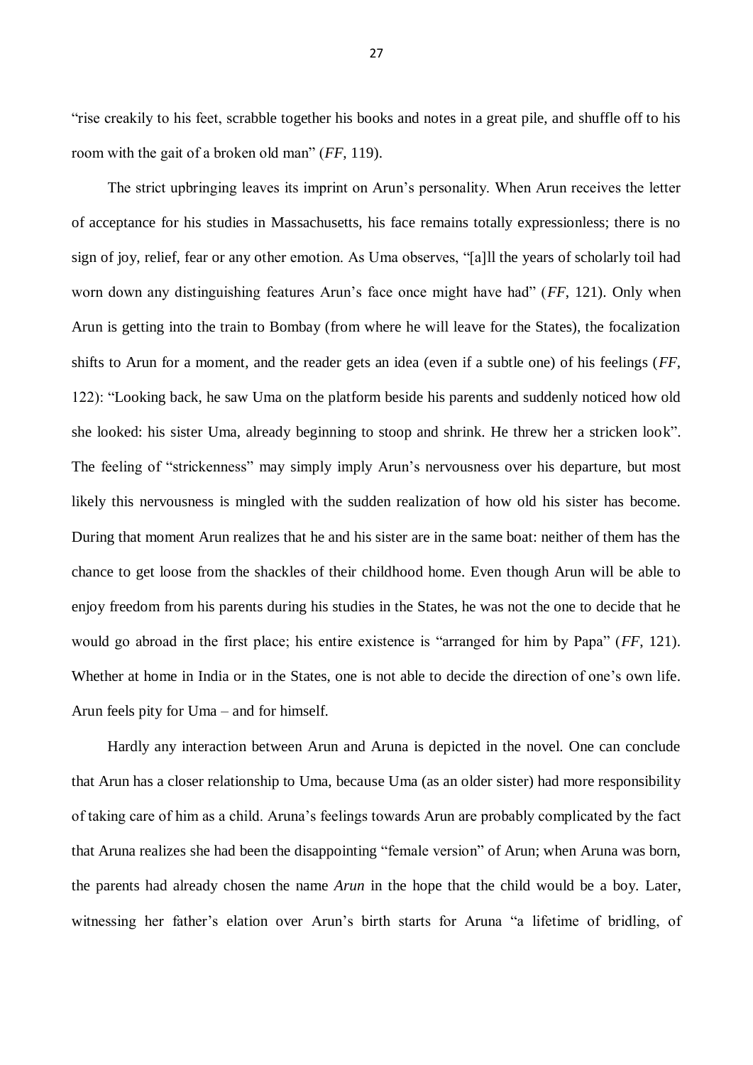"rise creakily to his feet, scrabble together his books and notes in a great pile, and shuffle off to his room with the gait of a broken old man" (*FF*, 119).

The strict upbringing leaves its imprint on Arun's personality. When Arun receives the letter of acceptance for his studies in Massachusetts, his face remains totally expressionless; there is no sign of joy, relief, fear or any other emotion. As Uma observes, "[a]ll the years of scholarly toil had worn down any distinguishing features Arun's face once might have had" (*FF*, 121). Only when Arun is getting into the train to Bombay (from where he will leave for the States), the focalization shifts to Arun for a moment, and the reader gets an idea (even if a subtle one) of his feelings (*FF*, 122): "Looking back, he saw Uma on the platform beside his parents and suddenly noticed how old she looked: his sister Uma, already beginning to stoop and shrink. He threw her a stricken look". The feeling of "strickenness" may simply imply Arun's nervousness over his departure, but most likely this nervousness is mingled with the sudden realization of how old his sister has become. During that moment Arun realizes that he and his sister are in the same boat: neither of them has the chance to get loose from the shackles of their childhood home. Even though Arun will be able to enjoy freedom from his parents during his studies in the States, he was not the one to decide that he would go abroad in the first place; his entire existence is "arranged for him by Papa" (*FF*, 121). Whether at home in India or in the States, one is not able to decide the direction of one's own life. Arun feels pity for Uma – and for himself.

Hardly any interaction between Arun and Aruna is depicted in the novel. One can conclude that Arun has a closer relationship to Uma, because Uma (as an older sister) had more responsibility of taking care of him as a child. Aruna's feelings towards Arun are probably complicated by the fact that Aruna realizes she had been the disappointing "female version" of Arun; when Aruna was born, the parents had already chosen the name *Arun* in the hope that the child would be a boy. Later, witnessing her father's elation over Arun's birth starts for Aruna "a lifetime of bridling, of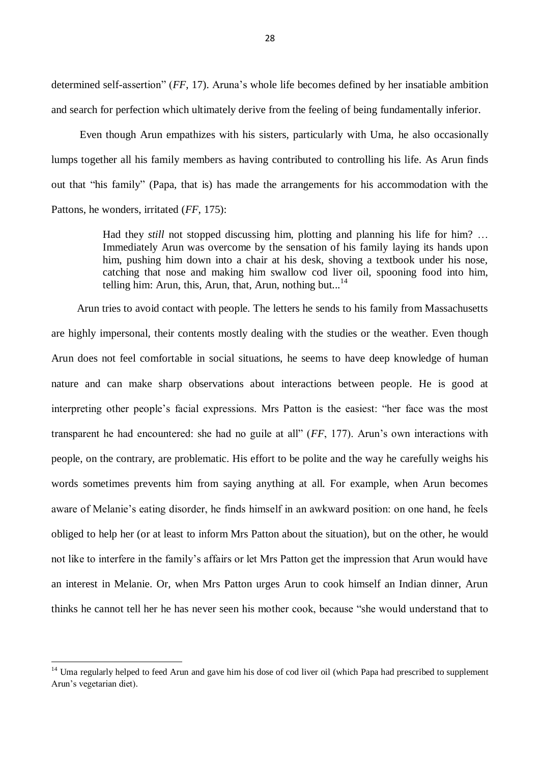determined self-assertion" (*FF*, 17). Aruna's whole life becomes defined by her insatiable ambition and search for perfection which ultimately derive from the feeling of being fundamentally inferior.

Even though Arun empathizes with his sisters, particularly with Uma, he also occasionally lumps together all his family members as having contributed to controlling his life. As Arun finds out that "his family" (Papa, that is) has made the arrangements for his accommodation with the Pattons, he wonders, irritated (*FF*, 175):

> Had they *still* not stopped discussing him, plotting and planning his life for him? … Immediately Arun was overcome by the sensation of his family laying its hands upon him, pushing him down into a chair at his desk, shoving a textbook under his nose, catching that nose and making him swallow cod liver oil, spooning food into him, telling him: Arun, this, Arun, that, Arun, nothing but...[14]

Arun tries to avoid contact with people. The letters he sends to his family from Massachusetts are highly impersonal, their contents mostly dealing with the studies or the weather. Even though Arun does not feel comfortable in social situations, he seems to have deep knowledge of human nature and can make sharp observations about interactions between people. He is good at interpreting other people's facial expressions. Mrs Patton is the easiest: "her face was the most transparent he had encountered: she had no guile at all" (*FF*, 177). Arun's own interactions with people, on the contrary, are problematic. His effort to be polite and the way he carefully weighs his words sometimes prevents him from saying anything at all. For example, when Arun becomes aware of Melanie's eating disorder, he finds himself in an awkward position: on one hand, he feels obliged to help her (or at least to inform Mrs Patton about the situation), but on the other, he would not like to interfere in the family's affairs or let Mrs Patton get the impression that Arun would have an interest in Melanie. Or, when Mrs Patton urges Arun to cook himself an Indian dinner, Arun thinks he cannot tell her he has never seen his mother cook, because "she would understand that to

[14] Uma regularly helped to feed Arun and gave him his dose of cod liver oil (which Papa had prescribed to supplement Arun's vegetarian diet).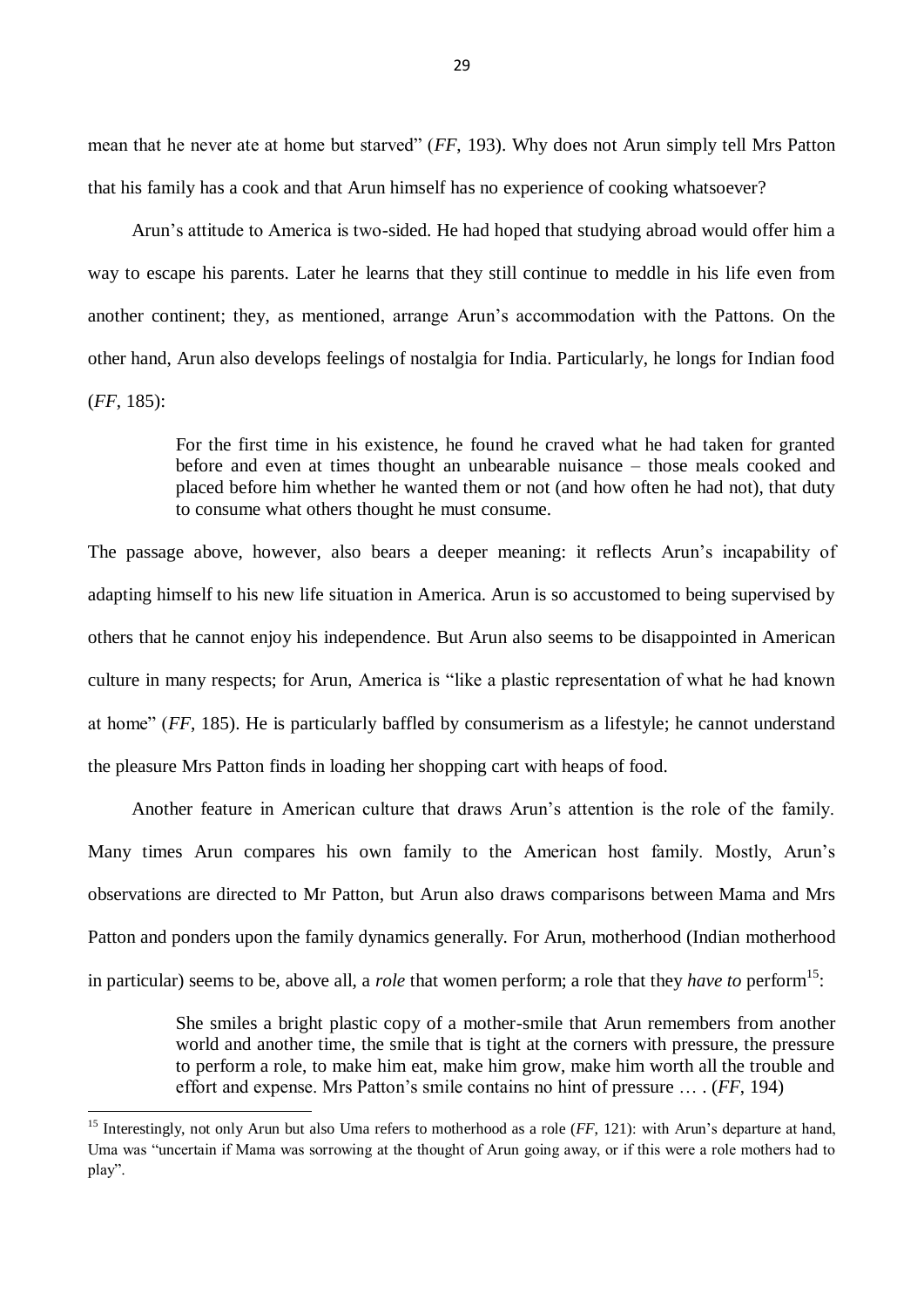mean that he never ate at home but starved" (*FF*, 193). Why does not Arun simply tell Mrs Patton that his family has a cook and that Arun himself has no experience of cooking whatsoever?

Arun's attitude to America is two-sided. He had hoped that studying abroad would offer him a way to escape his parents. Later he learns that they still continue to meddle in his life even from another continent; they, as mentioned, arrange Arun's accommodation with the Pattons. On the other hand, Arun also develops feelings of nostalgia for India. Particularly, he longs for Indian food (*FF*, 185):

> For the first time in his existence, he found he craved what he had taken for granted before and even at times thought an unbearable nuisance – those meals cooked and placed before him whether he wanted them or not (and how often he had not), that duty to consume what others thought he must consume.

The passage above, however, also bears a deeper meaning: it reflects Arun's incapability of adapting himself to his new life situation in America. Arun is so accustomed to being supervised by others that he cannot enjoy his independence. But Arun also seems to be disappointed in American culture in many respects; for Arun, America is "like a plastic representation of what he had known at home" (*FF*, 185). He is particularly baffled by consumerism as a lifestyle; he cannot understand the pleasure Mrs Patton finds in loading her shopping cart with heaps of food.

Another feature in American culture that draws Arun's attention is the role of the family. Many times Arun compares his own family to the American host family. Mostly, Arun's observations are directed to Mr Patton, but Arun also draws comparisons between Mama and Mrs Patton and ponders upon the family dynamics generally. For Arun, motherhood (Indian motherhood in particular) seems to be, above all, a *role* that women perform; a role that they *have to* perform[15]:

> She smiles a bright plastic copy of a mother-smile that Arun remembers from another world and another time, the smile that is tight at the corners with pressure, the pressure to perform a role, to make him eat, make him grow, make him worth all the trouble and effort and expense. Mrs Patton's smile contains no hint of pressure … . (*FF*, 194)

---

[15] Interestingly, not only Arun but also Uma refers to motherhood as a role (*FF*, 121): with Arun's departure at hand, Uma was "uncertain if Mama was sorrowing at the thought of Arun going away, or if this were a role mothers had to play".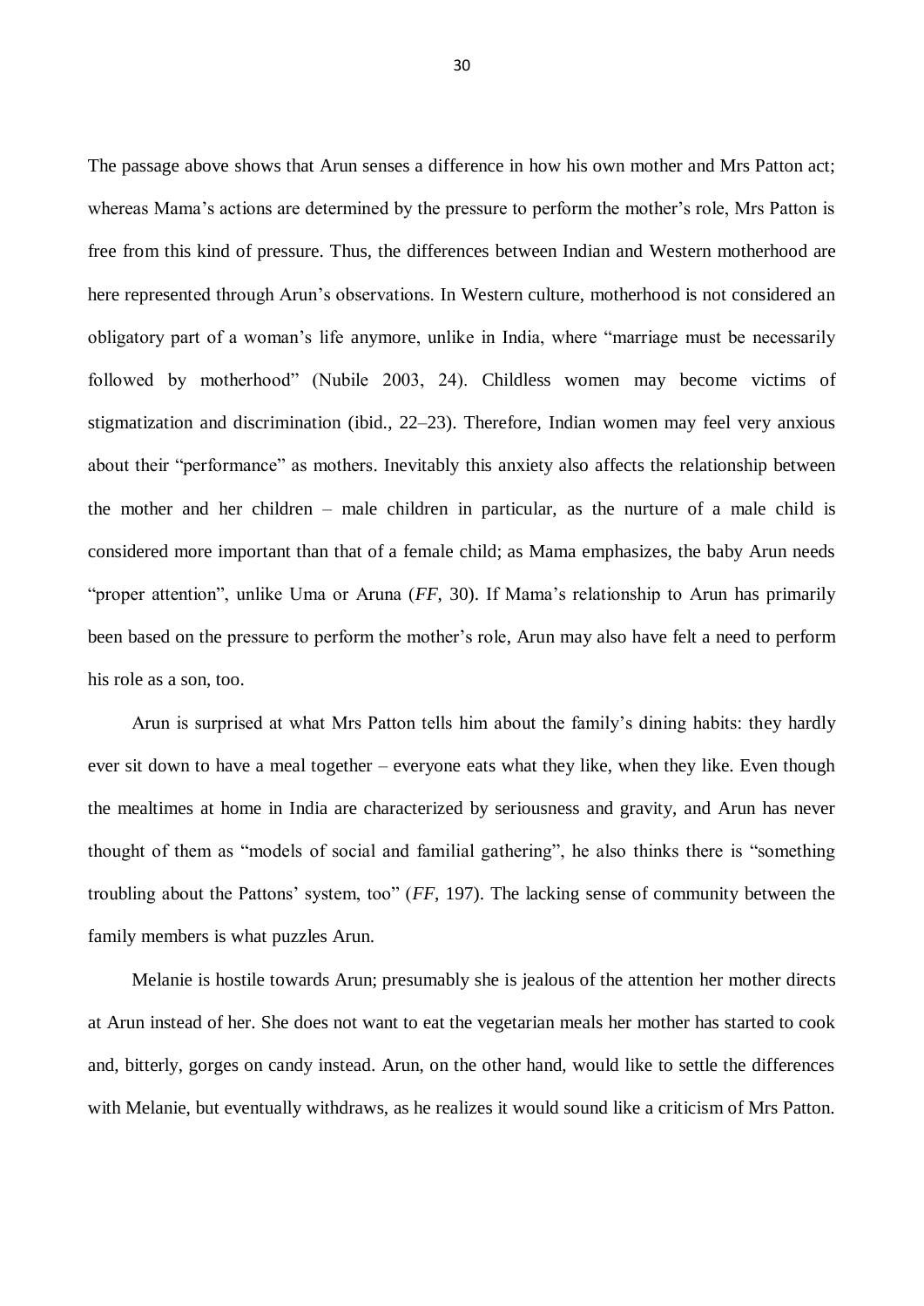The passage above shows that Arun senses a difference in how his own mother and Mrs Patton act; whereas Mama's actions are determined by the pressure to perform the mother's role, Mrs Patton is free from this kind of pressure. Thus, the differences between Indian and Western motherhood are here represented through Arun's observations. In Western culture, motherhood is not considered an obligatory part of a woman's life anymore, unlike in India, where "marriage must be necessarily followed by motherhood" (Nubile 2003, 24). Childless women may become victims of stigmatization and discrimination (ibid., 22–23). Therefore, Indian women may feel very anxious about their "performance" as mothers. Inevitably this anxiety also affects the relationship between the mother and her children – male children in particular, as the nurture of a male child is considered more important than that of a female child; as Mama emphasizes, the baby Arun needs "proper attention", unlike Uma or Aruna (*FF*, 30). If Mama's relationship to Arun has primarily been based on the pressure to perform the mother's role, Arun may also have felt a need to perform his role as a son, too.

Arun is surprised at what Mrs Patton tells him about the family's dining habits: they hardly ever sit down to have a meal together – everyone eats what they like, when they like. Even though the mealtimes at home in India are characterized by seriousness and gravity, and Arun has never thought of them as "models of social and familial gathering", he also thinks there is "something troubling about the Pattons' system, too" (*FF*, 197). The lacking sense of community between the family members is what puzzles Arun.

Melanie is hostile towards Arun; presumably she is jealous of the attention her mother directs at Arun instead of her. She does not want to eat the vegetarian meals her mother has started to cook and, bitterly, gorges on candy instead. Arun, on the other hand, would like to settle the differences with Melanie, but eventually withdraws, as he realizes it would sound like a criticism of Mrs Patton.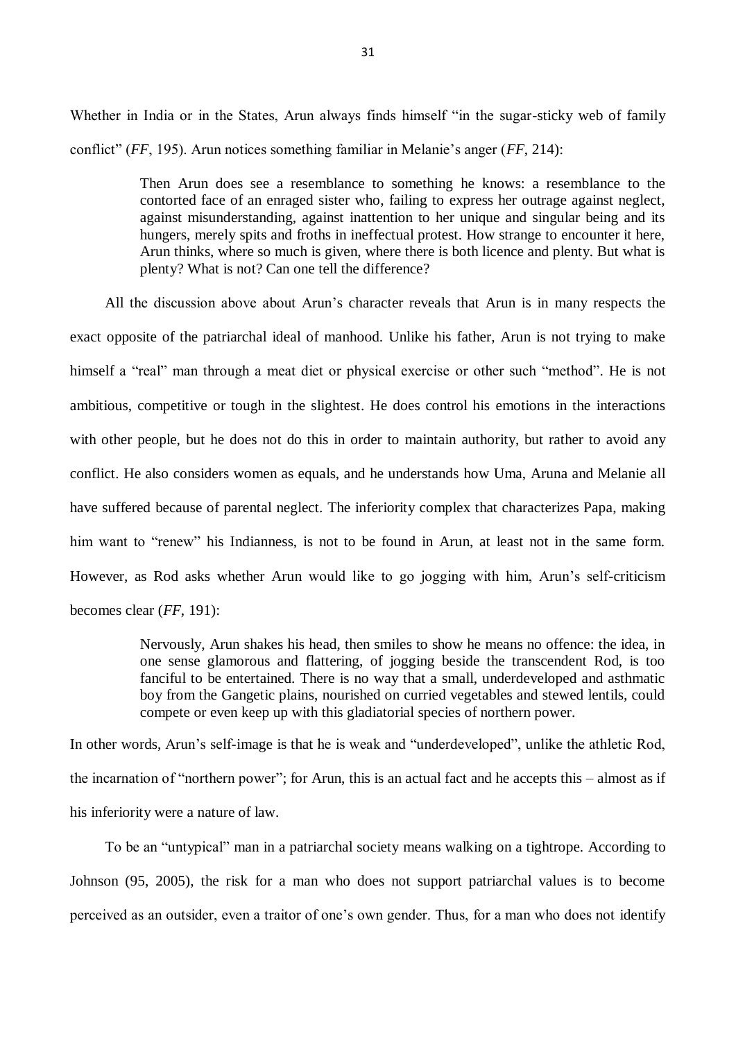Whether in India or in the States, Arun always finds himself "in the sugar-sticky web of family conflict" (*FF*, 195). Arun notices something familiar in Melanie's anger (*FF*, 214):

> Then Arun does see a resemblance to something he knows: a resemblance to the contorted face of an enraged sister who, failing to express her outrage against neglect, against misunderstanding, against inattention to her unique and singular being and its hungers, merely spits and froths in ineffectual protest. How strange to encounter it here, Arun thinks, where so much is given, where there is both licence and plenty. But what is plenty? What is not? Can one tell the difference?

All the discussion above about Arun's character reveals that Arun is in many respects the exact opposite of the patriarchal ideal of manhood. Unlike his father, Arun is not trying to make himself a "real" man through a meat diet or physical exercise or other such "method". He is not ambitious, competitive or tough in the slightest. He does control his emotions in the interactions with other people, but he does not do this in order to maintain authority, but rather to avoid any conflict. He also considers women as equals, and he understands how Uma, Aruna and Melanie all have suffered because of parental neglect. The inferiority complex that characterizes Papa, making him want to "renew" his Indianness, is not to be found in Arun, at least not in the same form. However, as Rod asks whether Arun would like to go jogging with him, Arun's self-criticism becomes clear (*FF*, 191):

> Nervously, Arun shakes his head, then smiles to show he means no offence: the idea, in one sense glamorous and flattering, of jogging beside the transcendent Rod, is too fanciful to be entertained. There is no way that a small, underdeveloped and asthmatic boy from the Gangetic plains, nourished on curried vegetables and stewed lentils, could compete or even keep up with this gladiatorial species of northern power.

In other words, Arun's self-image is that he is weak and "underdeveloped", unlike the athletic Rod, the incarnation of "northern power"; for Arun, this is an actual fact and he accepts this – almost as if his inferiority were a nature of law.

To be an "untypical" man in a patriarchal society means walking on a tightrope. According to Johnson (95, 2005), the risk for a man who does not support patriarchal values is to become perceived as an outsider, even a traitor of one's own gender. Thus, for a man who does not identify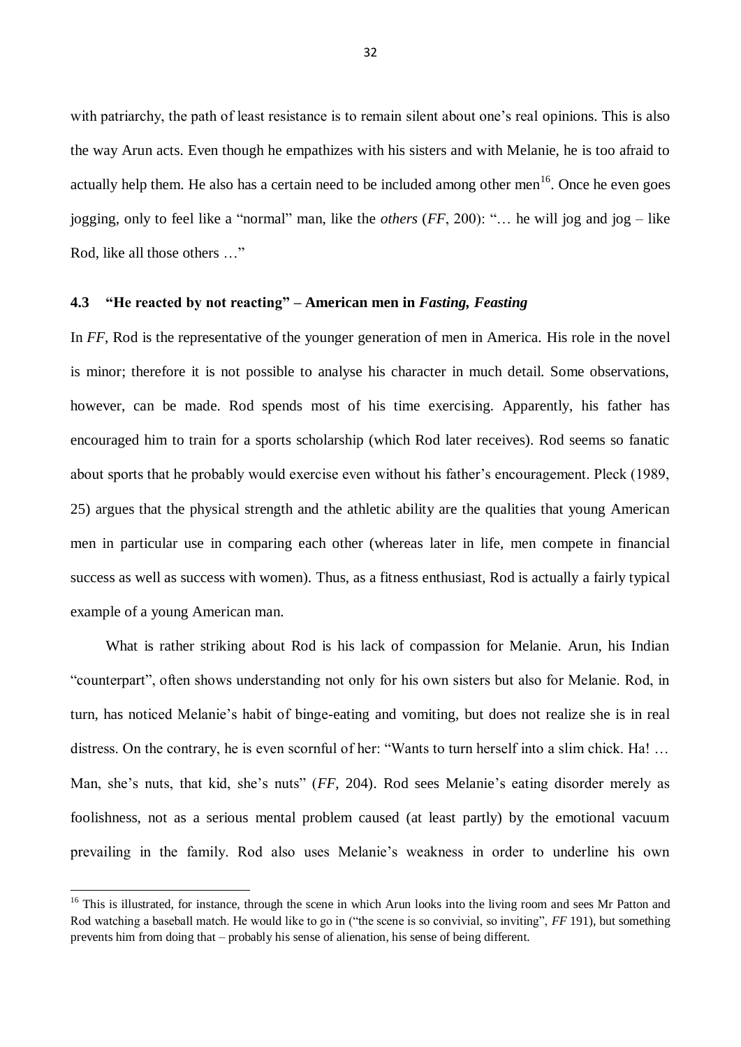with patriarchy, the path of least resistance is to remain silent about one's real opinions. This is also the way Arun acts. Even though he empathizes with his sisters and with Melanie, he is too afraid to actually help them. He also has a certain need to be included among other men[16]. Once he even goes jogging, only to feel like a "normal" man, like the *others* (*FF*, 200): "… he will jog and jog – like Rod, like all those others …"

### 4.3 "He reacted by not reacting" – American men in *Fasting, Feasting*

In *FF*, Rod is the representative of the younger generation of men in America. His role in the novel is minor; therefore it is not possible to analyse his character in much detail. Some observations, however, can be made. Rod spends most of his time exercising. Apparently, his father has encouraged him to train for a sports scholarship (which Rod later receives). Rod seems so fanatic about sports that he probably would exercise even without his father's encouragement. Pleck (1989, 25) argues that the physical strength and the athletic ability are the qualities that young American men in particular use in comparing each other (whereas later in life, men compete in financial success as well as success with women). Thus, as a fitness enthusiast, Rod is actually a fairly typical example of a young American man.

What is rather striking about Rod is his lack of compassion for Melanie. Arun, his Indian "counterpart", often shows understanding not only for his own sisters but also for Melanie. Rod, in turn, has noticed Melanie's habit of binge-eating and vomiting, but does not realize she is in real distress. On the contrary, he is even scornful of her: "Wants to turn herself into a slim chick. Ha! … Man, she's nuts, that kid, she's nuts" (*FF*, 204). Rod sees Melanie's eating disorder merely as foolishness, not as a serious mental problem caused (at least partly) by the emotional vacuum prevailing in the family. Rod also uses Melanie's weakness in order to underline his own

---

[16] This is illustrated, for instance, through the scene in which Arun looks into the living room and sees Mr Patton and Rod watching a baseball match. He would like to go in ("the scene is so convivial, so inviting", *FF* 191), but something prevents him from doing that – probably his sense of alienation, his sense of being different.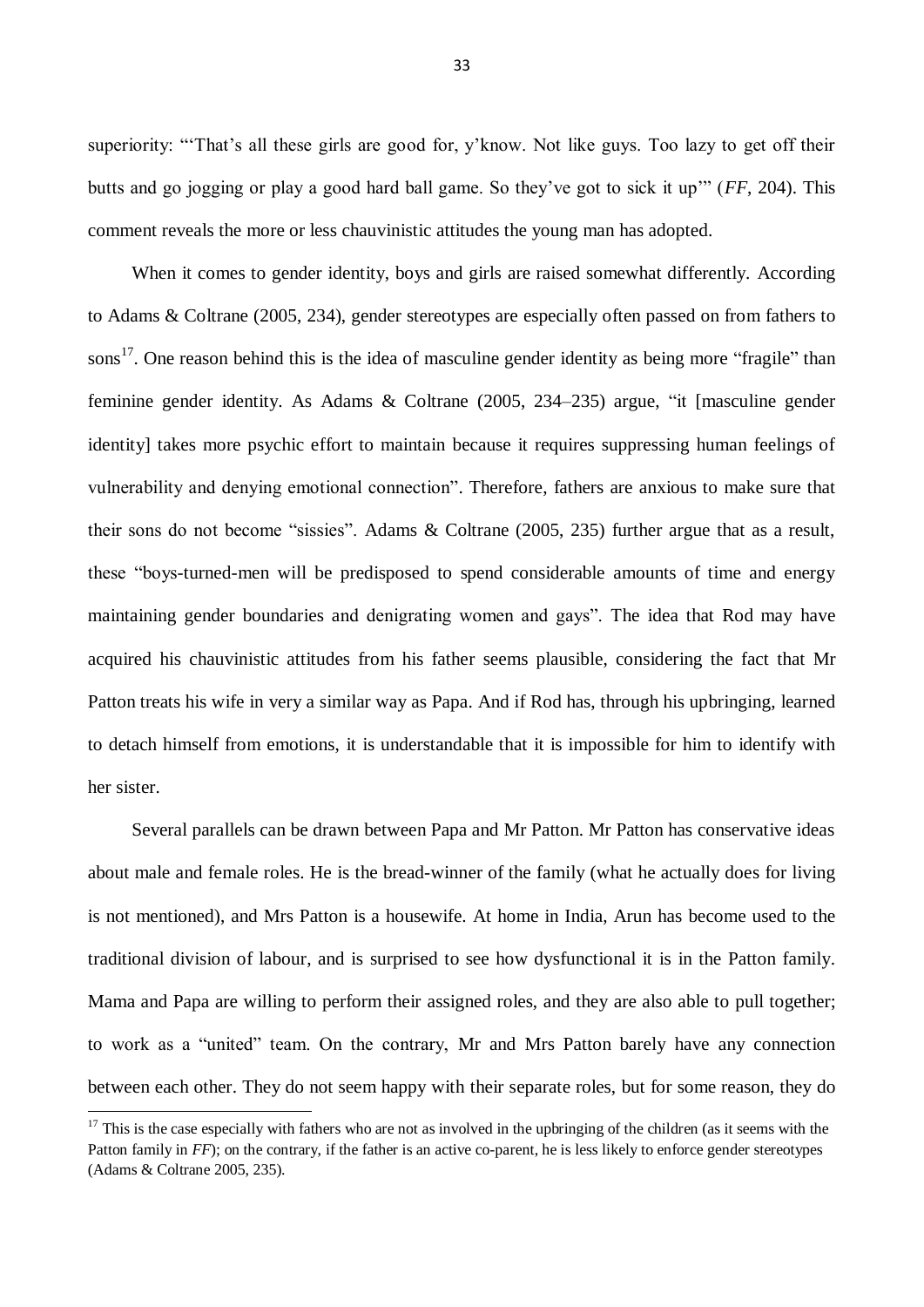superiority: "'That's all these girls are good for, y'know. Not like guys. Too lazy to get off their butts and go jogging or play a good hard ball game. So they've got to sick it up'" (*FF*, 204). This comment reveals the more or less chauvinistic attitudes the young man has adopted.

When it comes to gender identity, boys and girls are raised somewhat differently. According to Adams & Coltrane (2005, 234), gender stereotypes are especially often passed on from fathers to sons[17]. One reason behind this is the idea of masculine gender identity as being more "fragile" than feminine gender identity. As Adams & Coltrane (2005, 234–235) argue, "it [masculine gender identity] takes more psychic effort to maintain because it requires suppressing human feelings of vulnerability and denying emotional connection". Therefore, fathers are anxious to make sure that their sons do not become "sissies". Adams & Coltrane (2005, 235) further argue that as a result, these "boys-turned-men will be predisposed to spend considerable amounts of time and energy maintaining gender boundaries and denigrating women and gays". The idea that Rod may have acquired his chauvinistic attitudes from his father seems plausible, considering the fact that Mr Patton treats his wife in very a similar way as Papa. And if Rod has, through his upbringing, learned to detach himself from emotions, it is understandable that it is impossible for him to identify with her sister.

Several parallels can be drawn between Papa and Mr Patton. Mr Patton has conservative ideas about male and female roles. He is the bread-winner of the family (what he actually does for living is not mentioned), and Mrs Patton is a housewife. At home in India, Arun has become used to the traditional division of labour, and is surprised to see how dysfunctional it is in the Patton family. Mama and Papa are willing to perform their assigned roles, and they are also able to pull together; to work as a "united" team. On the contrary, Mr and Mrs Patton barely have any connection between each other. They do not seem happy with their separate roles, but for some reason, they do

---

[17] This is the case especially with fathers who are not as involved in the upbringing of the children (as it seems with the Patton family in *FF*); on the contrary, if the father is an active co-parent, he is less likely to enforce gender stereotypes (Adams & Coltrane 2005, 235).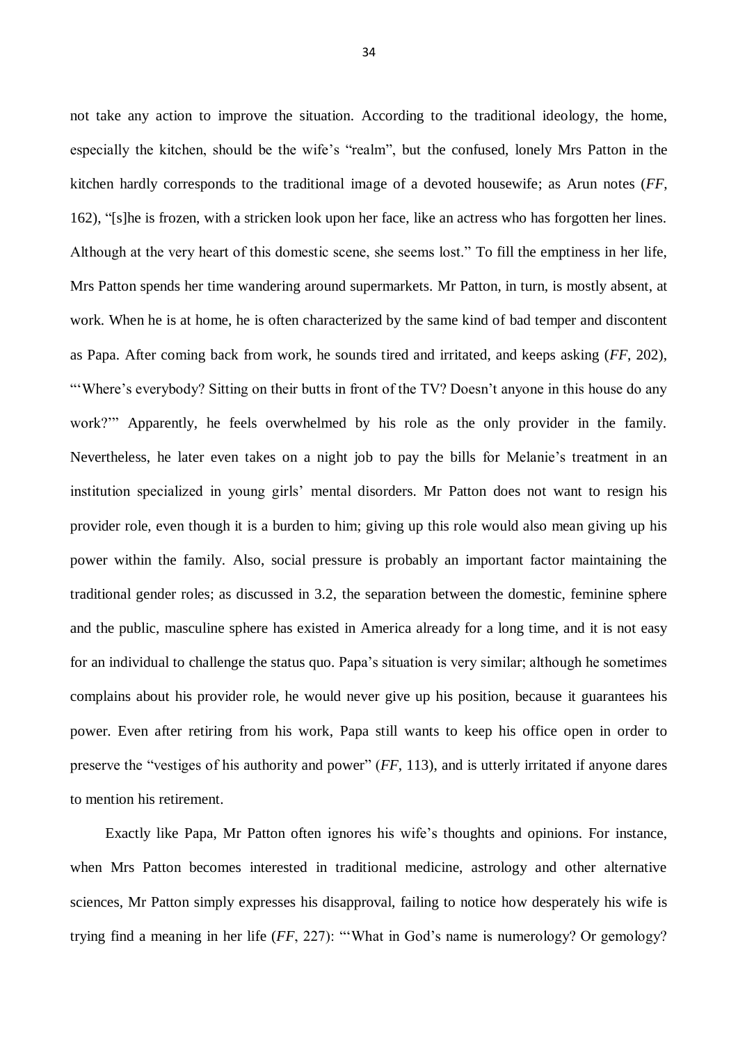not take any action to improve the situation. According to the traditional ideology, the home, especially the kitchen, should be the wife's "realm", but the confused, lonely Mrs Patton in the kitchen hardly corresponds to the traditional image of a devoted housewife; as Arun notes (*FF*, 162), "[s]he is frozen, with a stricken look upon her face, like an actress who has forgotten her lines. Although at the very heart of this domestic scene, she seems lost." To fill the emptiness in her life, Mrs Patton spends her time wandering around supermarkets. Mr Patton, in turn, is mostly absent, at work. When he is at home, he is often characterized by the same kind of bad temper and discontent as Papa. After coming back from work, he sounds tired and irritated, and keeps asking (*FF*, 202), "'Where's everybody? Sitting on their butts in front of the TV? Doesn't anyone in this house do any work?'" Apparently, he feels overwhelmed by his role as the only provider in the family. Nevertheless, he later even takes on a night job to pay the bills for Melanie's treatment in an institution specialized in young girls' mental disorders. Mr Patton does not want to resign his provider role, even though it is a burden to him; giving up this role would also mean giving up his power within the family. Also, social pressure is probably an important factor maintaining the traditional gender roles; as discussed in 3.2, the separation between the domestic, feminine sphere and the public, masculine sphere has existed in America already for a long time, and it is not easy for an individual to challenge the status quo. Papa's situation is very similar; although he sometimes complains about his provider role, he would never give up his position, because it guarantees his power. Even after retiring from his work, Papa still wants to keep his office open in order to preserve the "vestiges of his authority and power" (*FF*, 113), and is utterly irritated if anyone dares to mention his retirement.

Exactly like Papa, Mr Patton often ignores his wife's thoughts and opinions. For instance, when Mrs Patton becomes interested in traditional medicine, astrology and other alternative sciences, Mr Patton simply expresses his disapproval, failing to notice how desperately his wife is trying find a meaning in her life (*FF*, 227): "'What in God's name is numerology? Or gemology?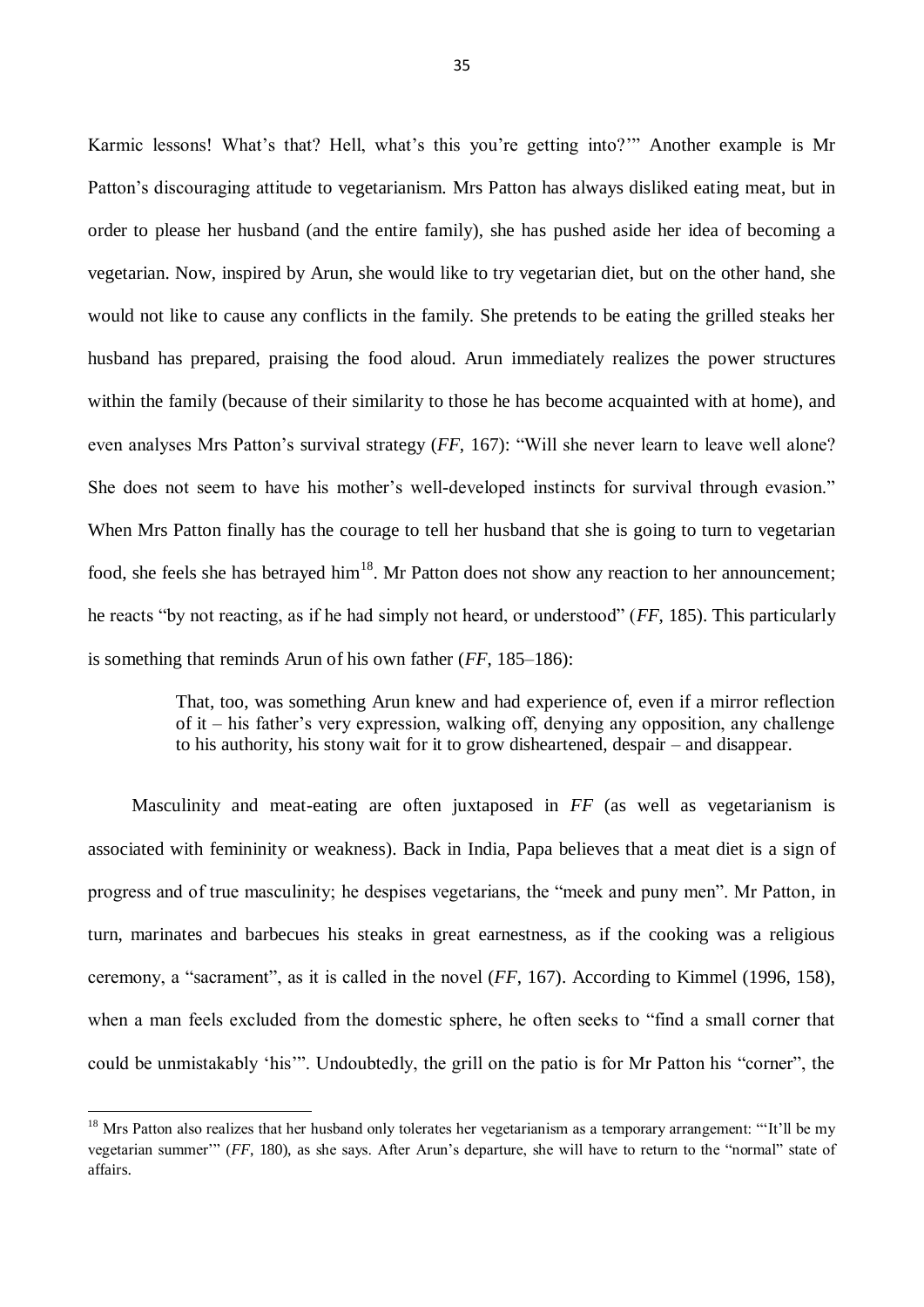Karmic lessons! What's that? Hell, what's this you're getting into?'" Another example is Mr Patton's discouraging attitude to vegetarianism. Mrs Patton has always disliked eating meat, but in order to please her husband (and the entire family), she has pushed aside her idea of becoming a vegetarian. Now, inspired by Arun, she would like to try vegetarian diet, but on the other hand, she would not like to cause any conflicts in the family. She pretends to be eating the grilled steaks her husband has prepared, praising the food aloud. Arun immediately realizes the power structures within the family (because of their similarity to those he has become acquainted with at home), and even analyses Mrs Patton's survival strategy (*FF*, 167): "Will she never learn to leave well alone? She does not seem to have his mother's well-developed instincts for survival through evasion." When Mrs Patton finally has the courage to tell her husband that she is going to turn to vegetarian food, she feels she has betrayed him[18]. Mr Patton does not show any reaction to her announcement; he reacts "by not reacting, as if he had simply not heard, or understood" (*FF*, 185). This particularly is something that reminds Arun of his own father (*FF*, 185–186):

> That, too, was something Arun knew and had experience of, even if a mirror reflection of it – his father's very expression, walking off, denying any opposition, any challenge to his authority, his stony wait for it to grow disheartened, despair – and disappear.

Masculinity and meat-eating are often juxtaposed in *FF* (as well as vegetarianism is associated with femininity or weakness). Back in India, Papa believes that a meat diet is a sign of progress and of true masculinity; he despises vegetarians, the "meek and puny men". Mr Patton, in turn, marinates and barbecues his steaks in great earnestness, as if the cooking was a religious ceremony, a "sacrament", as it is called in the novel (*FF*, 167). According to Kimmel (1996, 158), when a man feels excluded from the domestic sphere, he often seeks to "find a small corner that could be unmistakably 'his'". Undoubtedly, the grill on the patio is for Mr Patton his "corner", the

---

[18] Mrs Patton also realizes that her husband only tolerates her vegetarianism as a temporary arrangement: "'It'll be my vegetarian summer'" (*FF*, 180), as she says. After Arun's departure, she will have to return to the "normal" state of affairs.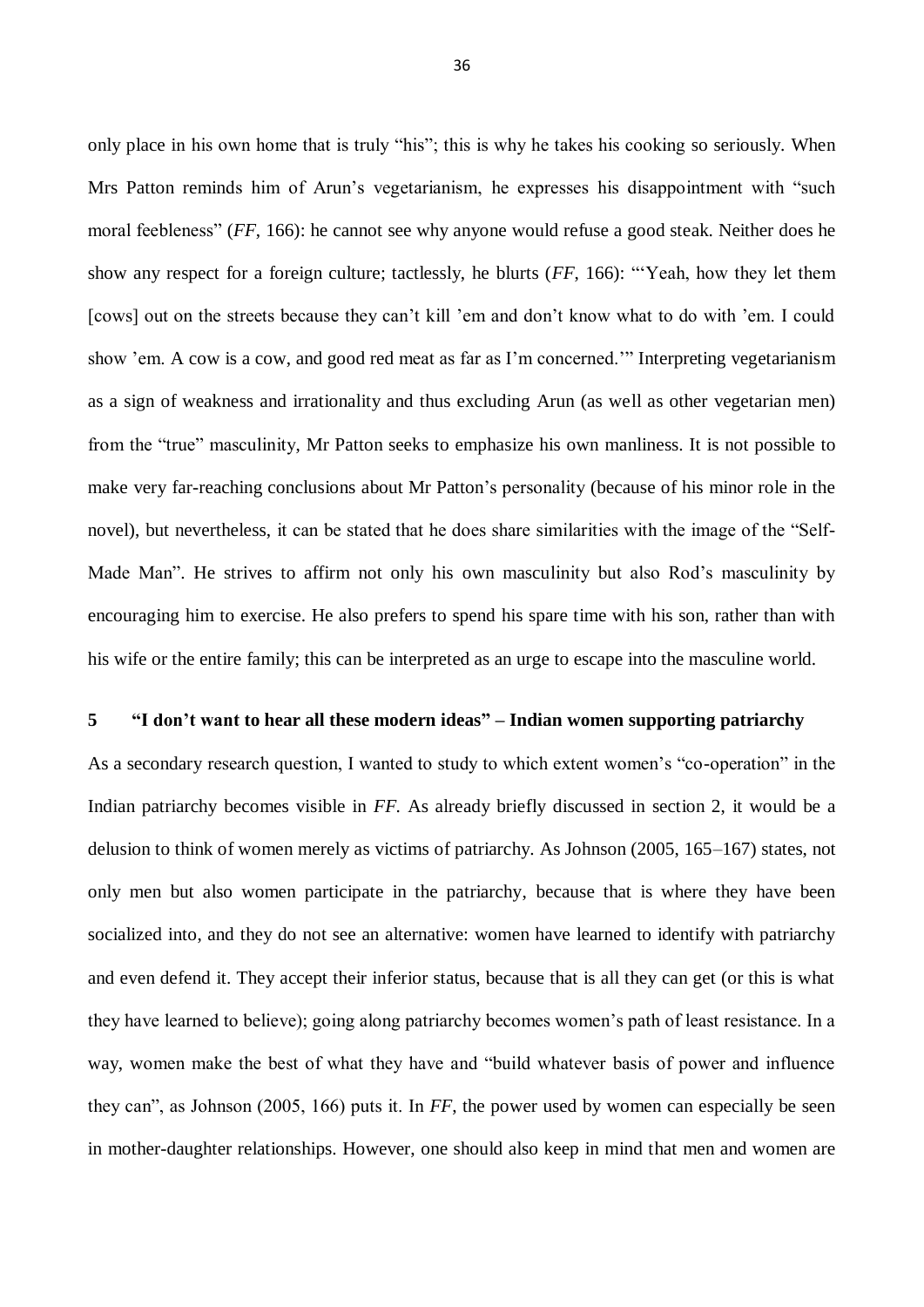only place in his own home that is truly "his"; this is why he takes his cooking so seriously. When Mrs Patton reminds him of Arun's vegetarianism, he expresses his disappointment with "such moral feebleness" (*FF*, 166): he cannot see why anyone would refuse a good steak. Neither does he show any respect for a foreign culture; tactlessly, he blurts (*FF*, 166): "'Yeah, how they let them [cows] out on the streets because they can't kill 'em and don't know what to do with 'em. I could show 'em. A cow is a cow, and good red meat as far as I'm concerned.'" Interpreting vegetarianism as a sign of weakness and irrationality and thus excluding Arun (as well as other vegetarian men) from the "true" masculinity, Mr Patton seeks to emphasize his own manliness. It is not possible to make very far-reaching conclusions about Mr Patton's personality (because of his minor role in the novel), but nevertheless, it can be stated that he does share similarities with the image of the "Self-Made Man". He strives to affirm not only his own masculinity but also Rod's masculinity by encouraging him to exercise. He also prefers to spend his spare time with his son, rather than with his wife or the entire family; this can be interpreted as an urge to escape into the masculine world.

# 5 "I don't want to hear all these modern ideas" – Indian women supporting patriarchy

As a secondary research question, I wanted to study to which extent women's "co-operation" in the Indian patriarchy becomes visible in *FF*. As already briefly discussed in section 2, it would be a delusion to think of women merely as victims of patriarchy. As Johnson (2005, 165–167) states, not only men but also women participate in the patriarchy, because that is where they have been socialized into, and they do not see an alternative: women have learned to identify with patriarchy and even defend it. They accept their inferior status, because that is all they can get (or this is what they have learned to believe); going along patriarchy becomes women's path of least resistance. In a way, women make the best of what they have and "build whatever basis of power and influence they can", as Johnson (2005, 166) puts it. In *FF*, the power used by women can especially be seen in mother-daughter relationships. However, one should also keep in mind that men and women are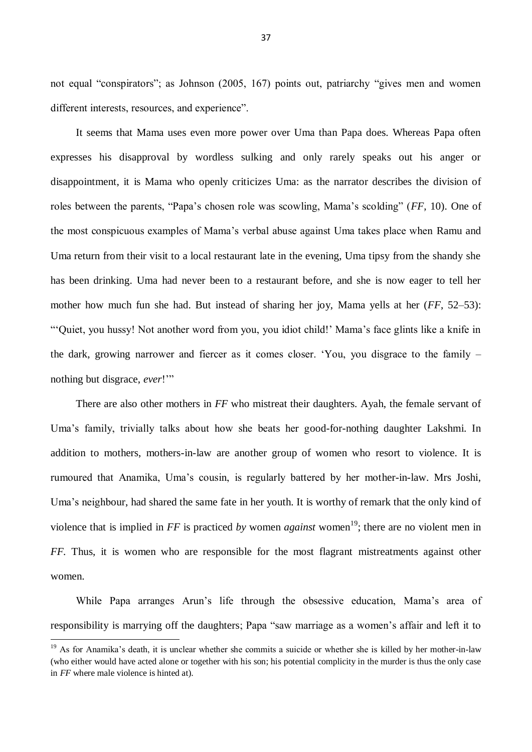not equal “conspirators”; as Johnson (2005, 167) points out, patriarchy “gives men and women different interests, resources, and experience”.

It seems that Mama uses even more power over Uma than Papa does. Whereas Papa often expresses his disapproval by wordless sulking and only rarely speaks out his anger or disappointment, it is Mama who openly criticizes Uma: as the narrator describes the division of roles between the parents, “Papa’s chosen role was scowling, Mama’s scolding” (*FF*, 10). One of the most conspicuous examples of Mama’s verbal abuse against Uma takes place when Ramu and Uma return from their visit to a local restaurant late in the evening, Uma tipsy from the shandy she has been drinking. Uma had never been to a restaurant before, and she is now eager to tell her mother how much fun she had. But instead of sharing her joy, Mama yells at her (*FF*, 52–53): “‘Quiet, you hussy! Not another word from you, you idiot child!’ Mama’s face glints like a knife in the dark, growing narrower and fiercer as it comes closer. ‘You, you disgrace to the family – nothing but disgrace, *ever*!’”

There are also other mothers in *FF* who mistreat their daughters. Ayah, the female servant of Uma’s family, trivially talks about how she beats her good-for-nothing daughter Lakshmi. In addition to mothers, mothers-in-law are another group of women who resort to violence. It is rumoured that Anamika, Uma’s cousin, is regularly battered by her mother-in-law. Mrs Joshi, Uma’s neighbour, had shared the same fate in her youth. It is worthy of remark that the only kind of violence that is implied in *FF* is practiced *by* women *against* women[19]; there are no violent men in *FF*. Thus, it is women who are responsible for the most flagrant mistreatments against other women.

While Papa arranges Arun’s life through the obsessive education, Mama’s area of responsibility is marrying off the daughters; Papa “saw marriage as a women’s affair and left it to

---

[19] As for Anamika’s death, it is unclear whether she commits a suicide or whether she is killed by her mother-in-law (who either would have acted alone or together with his son; his potential complicity in the murder is thus the only case in *FF* where male violence is hinted at).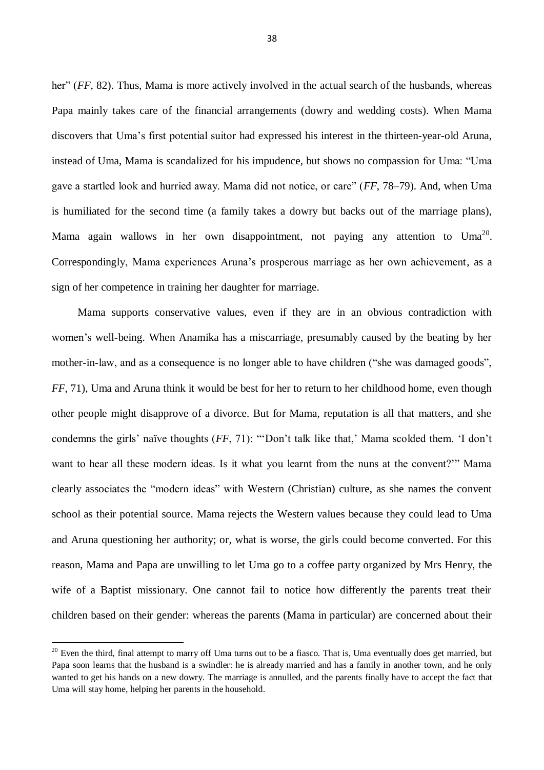her" (*FF*, 82). Thus, Mama is more actively involved in the actual search of the husbands, whereas Papa mainly takes care of the financial arrangements (dowry and wedding costs). When Mama discovers that Uma's first potential suitor had expressed his interest in the thirteen-year-old Aruna, instead of Uma, Mama is scandalized for his impudence, but shows no compassion for Uma: "Uma gave a startled look and hurried away. Mama did not notice, or care" (*FF*, 78–79). And, when Uma is humiliated for the second time (a family takes a dowry but backs out of the marriage plans), Mama again wallows in her own disappointment, not paying any attention to Uma[20]. Correspondingly, Mama experiences Aruna's prosperous marriage as her own achievement, as a sign of her competence in training her daughter for marriage.

Mama supports conservative values, even if they are in an obvious contradiction with women's well-being. When Anamika has a miscarriage, presumably caused by the beating by her mother-in-law, and as a consequence is no longer able to have children ("she was damaged goods", *FF*, 71), Uma and Aruna think it would be best for her to return to her childhood home, even though other people might disapprove of a divorce. But for Mama, reputation is all that matters, and she condemns the girls' naïve thoughts (*FF*, 71): "'Don't talk like that,' Mama scolded them. 'I don't want to hear all these modern ideas. Is it what you learnt from the nuns at the convent?'" Mama clearly associates the "modern ideas" with Western (Christian) culture, as she names the convent school as their potential source. Mama rejects the Western values because they could lead to Uma and Aruna questioning her authority; or, what is worse, the girls could become converted. For this reason, Mama and Papa are unwilling to let Uma go to a coffee party organized by Mrs Henry, the wife of a Baptist missionary. One cannot fail to notice how differently the parents treat their children based on their gender: whereas the parents (Mama in particular) are concerned about their

---

[20] Even the third, final attempt to marry off Uma turns out to be a fiasco. That is, Uma eventually does get married, but Papa soon learns that the husband is a swindler: he is already married and has a family in another town, and he only wanted to get his hands on a new dowry. The marriage is annulled, and the parents finally have to accept the fact that Uma will stay home, helping her parents in the household.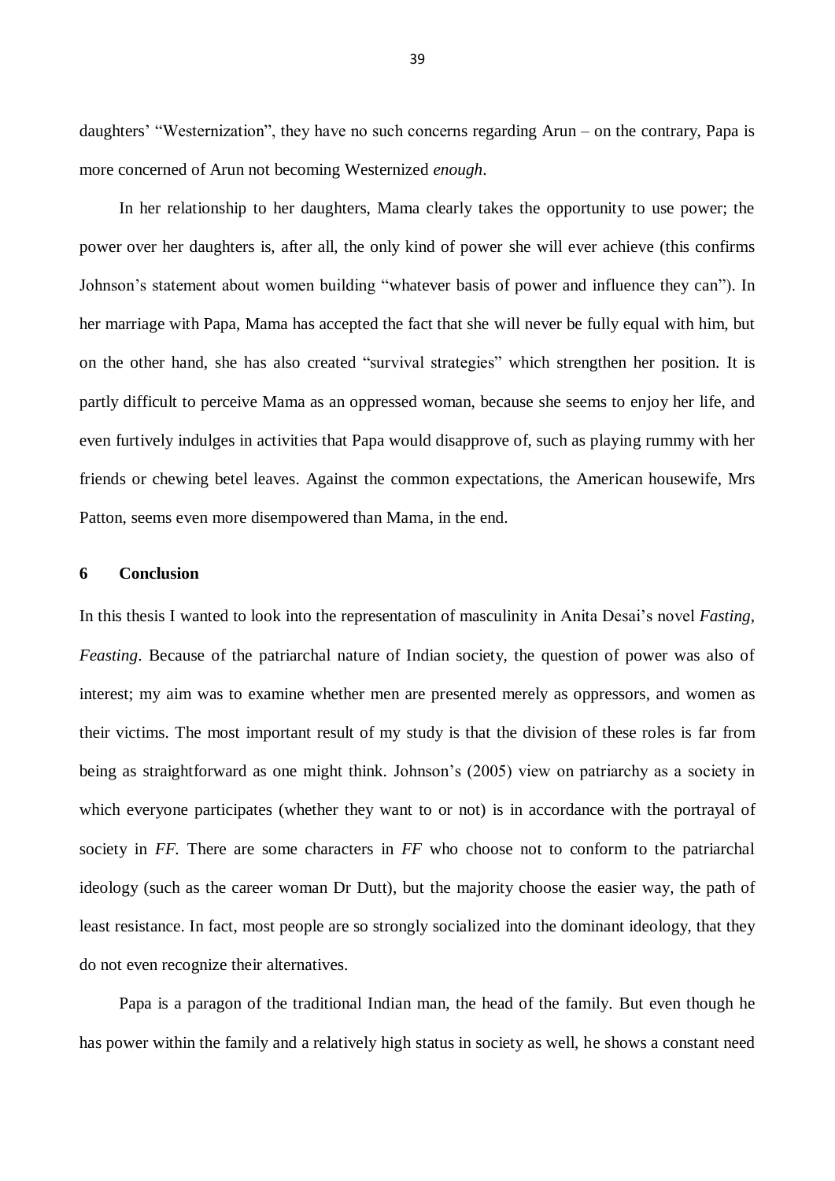daughters' "Westernization", they have no such concerns regarding Arun – on the contrary, Papa is more concerned of Arun not becoming Westernized *enough*.

In her relationship to her daughters, Mama clearly takes the opportunity to use power; the power over her daughters is, after all, the only kind of power she will ever achieve (this confirms Johnson's statement about women building "whatever basis of power and influence they can"). In her marriage with Papa, Mama has accepted the fact that she will never be fully equal with him, but on the other hand, she has also created "survival strategies" which strengthen her position. It is partly difficult to perceive Mama as an oppressed woman, because she seems to enjoy her life, and even furtively indulges in activities that Papa would disapprove of, such as playing rummy with her friends or chewing betel leaves. Against the common expectations, the American housewife, Mrs Patton, seems even more disempowered than Mama, in the end.

## 6 Conclusion

In this thesis I wanted to look into the representation of masculinity in Anita Desai's novel *Fasting, Feasting*. Because of the patriarchal nature of Indian society, the question of power was also of interest; my aim was to examine whether men are presented merely as oppressors, and women as their victims. The most important result of my study is that the division of these roles is far from being as straightforward as one might think. Johnson's (2005) view on patriarchy as a society in which everyone participates (whether they want to or not) is in accordance with the portrayal of society in *FF*. There are some characters in *FF* who choose not to conform to the patriarchal ideology (such as the career woman Dr Dutt), but the majority choose the easier way, the path of least resistance. In fact, most people are so strongly socialized into the dominant ideology, that they do not even recognize their alternatives.

Papa is a paragon of the traditional Indian man, the head of the family. But even though he has power within the family and a relatively high status in society as well, he shows a constant need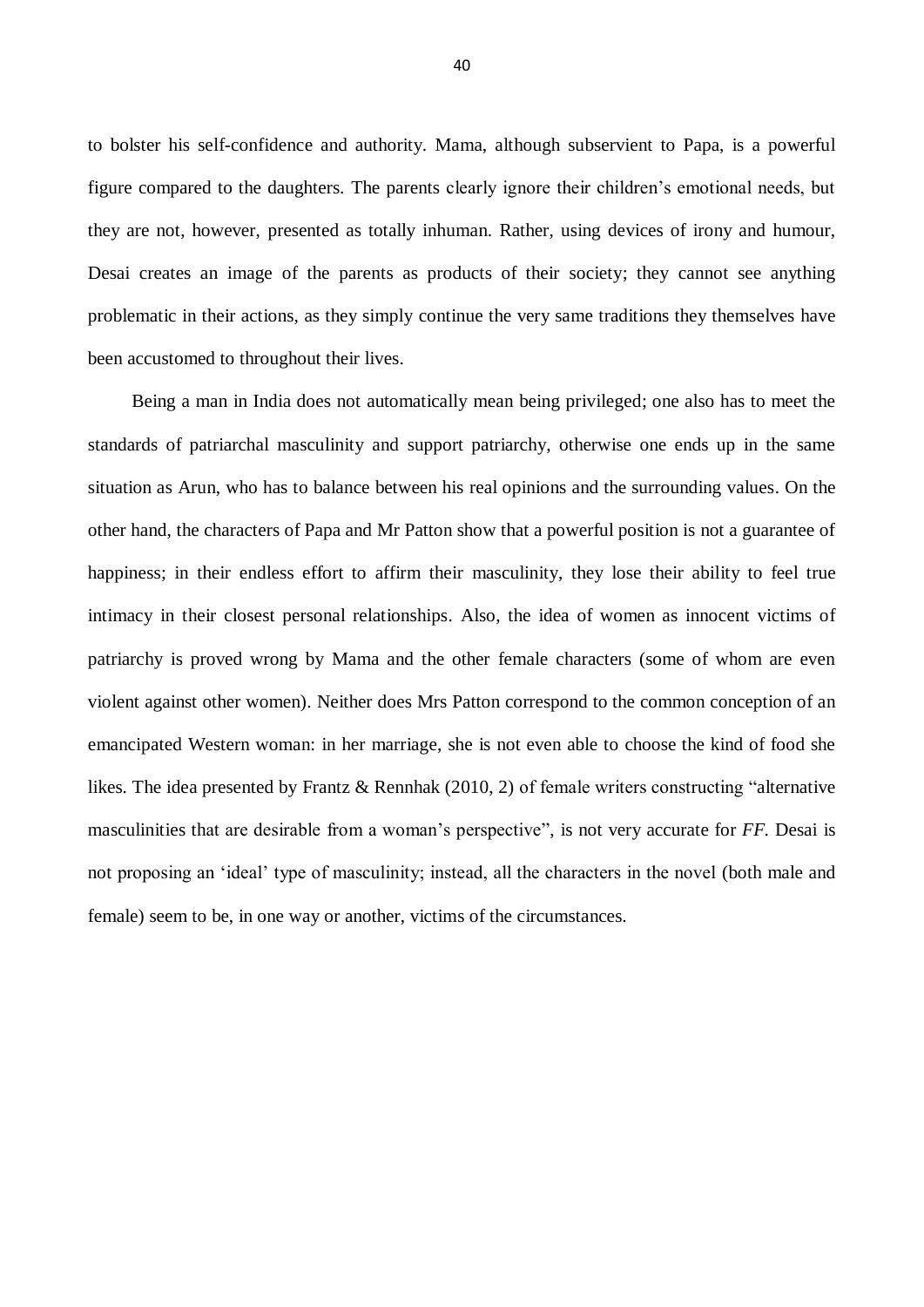to bolster his self-confidence and authority. Mama, although subservient to Papa, is a powerful figure compared to the daughters. The parents clearly ignore their children's emotional needs, but they are not, however, presented as totally inhuman. Rather, using devices of irony and humour, Desai creates an image of the parents as products of their society; they cannot see anything problematic in their actions, as they simply continue the very same traditions they themselves have been accustomed to throughout their lives.

Being a man in India does not automatically mean being privileged; one also has to meet the standards of patriarchal masculinity and support patriarchy, otherwise one ends up in the same situation as Arun, who has to balance between his real opinions and the surrounding values. On the other hand, the characters of Papa and Mr Patton show that a powerful position is not a guarantee of happiness; in their endless effort to affirm their masculinity, they lose their ability to feel true intimacy in their closest personal relationships. Also, the idea of women as innocent victims of patriarchy is proved wrong by Mama and the other female characters (some of whom are even violent against other women). Neither does Mrs Patton correspond to the common conception of an emancipated Western woman: in her marriage, she is not even able to choose the kind of food she likes. The idea presented by Frantz & Rennhak (2010, 2) of female writers constructing "alternative masculinities that are desirable from a woman's perspective", is not very accurate for *FF*. Desai is not proposing an 'ideal' type of masculinity; instead, all the characters in the novel (both male and female) seem to be, in one way or another, victims of the circumstances.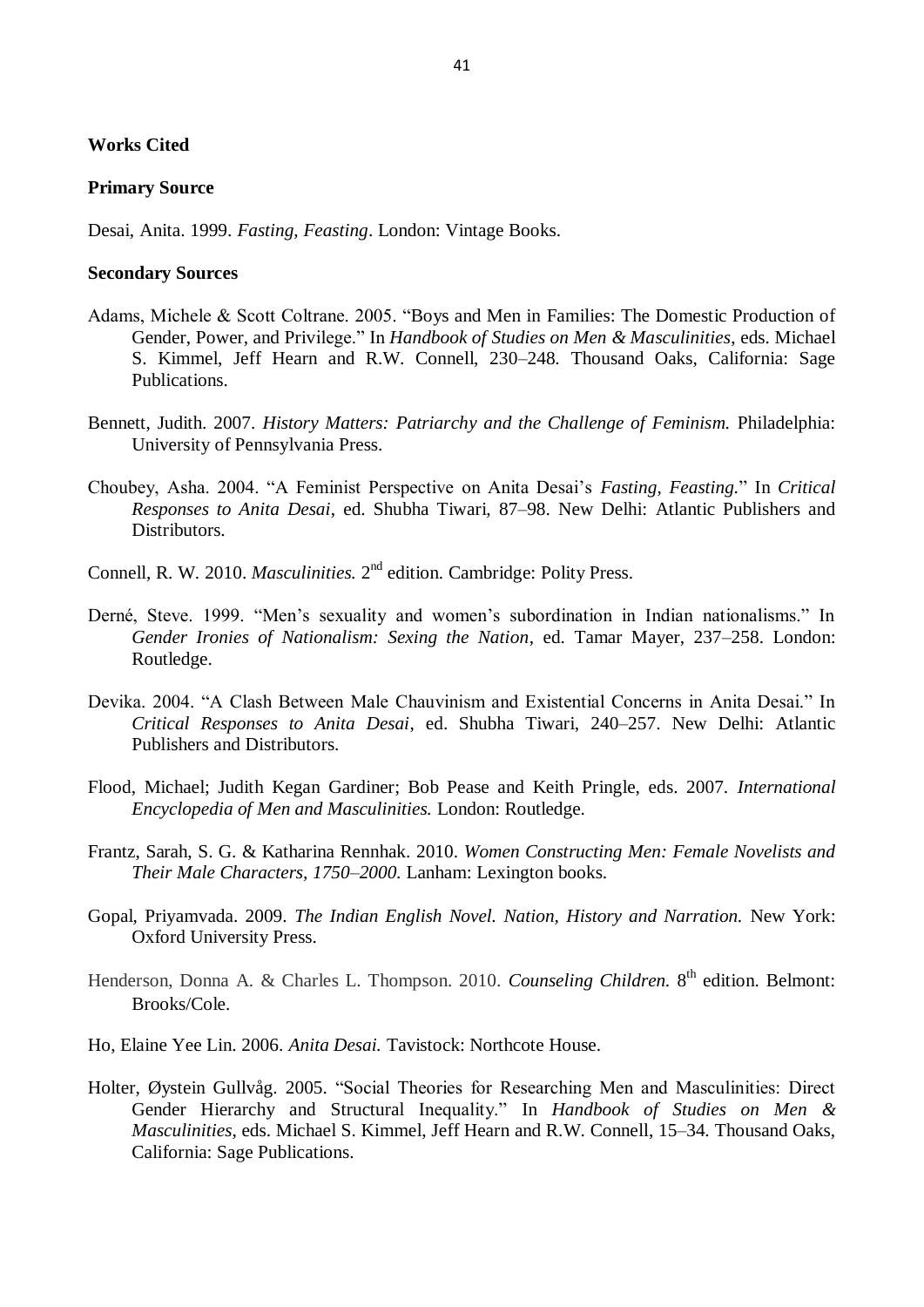**Works Cited**

**Primary Source**

Desai, Anita. 1999. *Fasting, Feasting*. London: Vintage Books.

**Secondary Sources**

Adams, Michele & Scott Coltrane. 2005. "Boys and Men in Families: The Domestic Production of Gender, Power, and Privilege." In *Handbook of Studies on Men & Masculinities*, eds. Michael S. Kimmel, Jeff Hearn and R.W. Connell, 230–248. Thousand Oaks, California: Sage Publications.

Bennett, Judith. 2007. *History Matters: Patriarchy and the Challenge of Feminism.* Philadelphia: University of Pennsylvania Press.

Choubey, Asha. 2004. "A Feminist Perspective on Anita Desai's *Fasting, Feasting.*" In *Critical Responses to Anita Desai*, ed. Shubha Tiwari, 87–98. New Delhi: Atlantic Publishers and Distributors.

Connell, R. W. 2010. *Masculinities.* 2nd edition. Cambridge: Polity Press.

Derné, Steve. 1999. "Men's sexuality and women's subordination in Indian nationalisms." In *Gender Ironies of Nationalism: Sexing the Nation*, ed. Tamar Mayer, 237–258. London: Routledge.

Devika. 2004. "A Clash Between Male Chauvinism and Existential Concerns in Anita Desai." In *Critical Responses to Anita Desai*, ed. Shubha Tiwari, 240–257. New Delhi: Atlantic Publishers and Distributors.

Flood, Michael; Judith Kegan Gardiner; Bob Pease and Keith Pringle, eds. 2007. *International Encyclopedia of Men and Masculinities.* London: Routledge.

Frantz, Sarah, S. G. & Katharina Rennhak. 2010. *Women Constructing Men: Female Novelists and Their Male Characters, 1750–2000.* Lanham: Lexington books.

Gopal, Priyamvada. 2009. *The Indian English Novel. Nation, History and Narration.* New York: Oxford University Press.

Henderson, Donna A. & Charles L. Thompson. 2010. *Counseling Children.* 8th edition. Belmont: Brooks/Cole.

Ho, Elaine Yee Lin. 2006. *Anita Desai.* Tavistock: Northcote House.

Holter, Øystein Gullvåg. 2005. "Social Theories for Researching Men and Masculinities: Direct Gender Hierarchy and Structural Inequality." In *Handbook of Studies on Men & Masculinities*, eds. Michael S. Kimmel, Jeff Hearn and R.W. Connell, 15–34. Thousand Oaks, California: Sage Publications.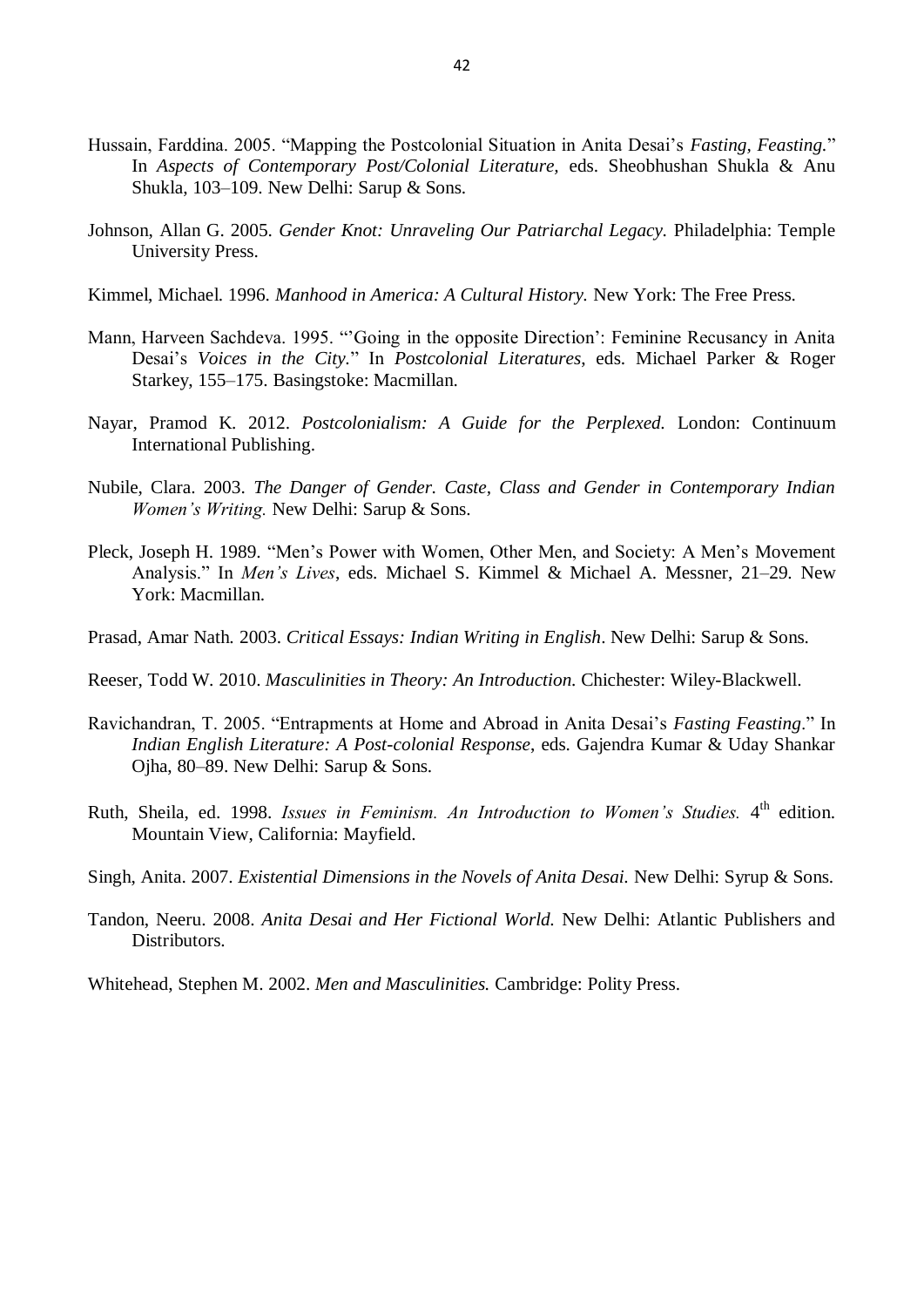Hussain, Farddina. 2005. "Mapping the Postcolonial Situation in Anita Desai's *Fasting, Feasting.*" In *Aspects of Contemporary Post/Colonial Literature,* eds. Sheobhushan Shukla & Anu Shukla, 103–109. New Delhi: Sarup & Sons.

Johnson, Allan G. 2005. *Gender Knot: Unraveling Our Patriarchal Legacy.* Philadelphia: Temple University Press.

Kimmel, Michael. 1996. *Manhood in America: A Cultural History.* New York: The Free Press.

Mann, Harveen Sachdeva. 1995. "'Going in the opposite Direction': Feminine Recusancy in Anita Desai's *Voices in the City.*" In *Postcolonial Literatures*, eds. Michael Parker & Roger Starkey, 155–175. Basingstoke: Macmillan.

Nayar, Pramod K. 2012. *Postcolonialism: A Guide for the Perplexed.* London: Continuum International Publishing.

Nubile, Clara. 2003. *The Danger of Gender. Caste, Class and Gender in Contemporary Indian Women's Writing.* New Delhi: Sarup & Sons.

Pleck, Joseph H. 1989. "Men's Power with Women, Other Men, and Society: A Men's Movement Analysis." In *Men's Lives*, eds. Michael S. Kimmel & Michael A. Messner, 21–29. New York: Macmillan.

Prasad, Amar Nath. 2003. *Critical Essays: Indian Writing in English*. New Delhi: Sarup & Sons.

Reeser, Todd W. 2010. *Masculinities in Theory: An Introduction.* Chichester: Wiley-Blackwell.

Ravichandran, T. 2005. "Entrapments at Home and Abroad in Anita Desai's *Fasting Feasting*." In *Indian English Literature: A Post-colonial Response*, eds. Gajendra Kumar & Uday Shankar Ojha, 80–89. New Delhi: Sarup & Sons.

Ruth, Sheila, ed. 1998. *Issues in Feminism. An Introduction to Women's Studies.* 4th edition. Mountain View, California: Mayfield.

Singh, Anita. 2007. *Existential Dimensions in the Novels of Anita Desai.* New Delhi: Syrup & Sons.

Tandon, Neeru. 2008. *Anita Desai and Her Fictional World.* New Delhi: Atlantic Publishers and Distributors.

Whitehead, Stephen M. 2002. *Men and Masculinities.* Cambridge: Polity Press.